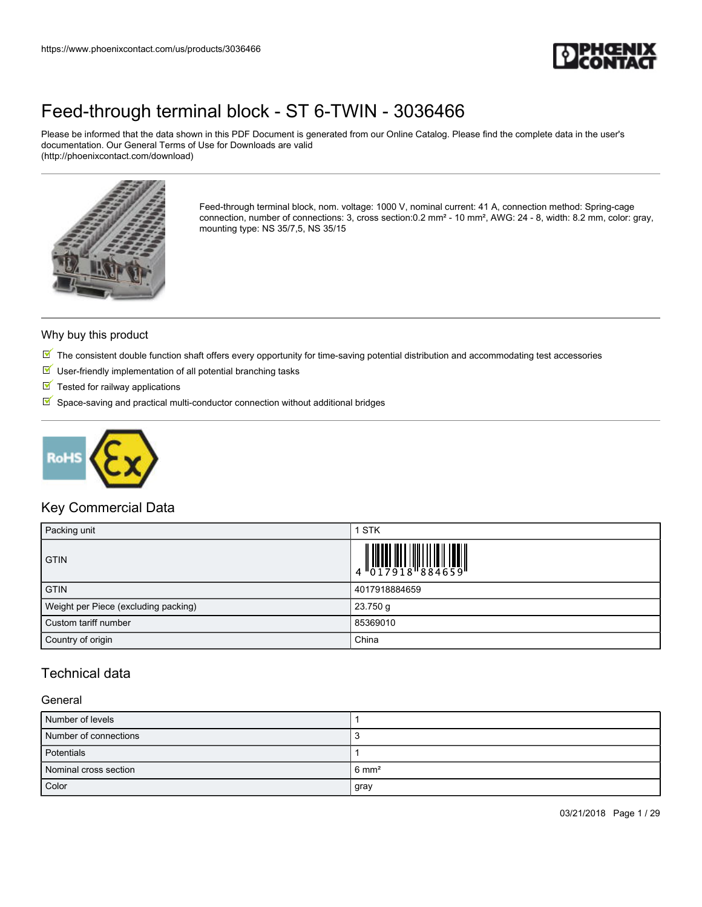# Feed-through terminal block - ST 6-TWIN - 3036466

Please be informed that the data shown in this PDF Document is generated from our Online Catalog. Please find the complete data in the user's documentation. Our General Terms of Use for Downloads are valid (http://phoenixcontact.com/download)

Feed-through terminal block, nom. voltage: 1000 V, nominal current: 41 A, connection method: Spring-cage connection, number of connections: 3, cross section:0.2 mm² - 10 mm², AWG: 24 - 8, width: 8.2 mm, color: gray, mounting type: NS 35/7,5, NS 35/15

## Why buy this product

- The consistent double function shaft offers every opportunity for time-saving potential distribution and accommodating test accessories
- User-friendly implementation of all potential branching tasks
- Tested for railway applications
- Space-saving and practical multi-conductor connection without additional bridges

## Key Commercial Data

| Packing unit | 1 STK |
|---|---|
| GTIN | 4 017918 884659 |
| GTIN | 4017918884659 |
| Weight per Piece (excluding packing) | 23.750 g |
| Custom tariff number | 85369010 |
| Country of origin | China |

## Technical data

### General

| Number of levels | 1 |
|---|---|
| Number of connections | 3 |
| Potentials | 1 |
| Nominal cross section | 6 mm² |
| Color | gray |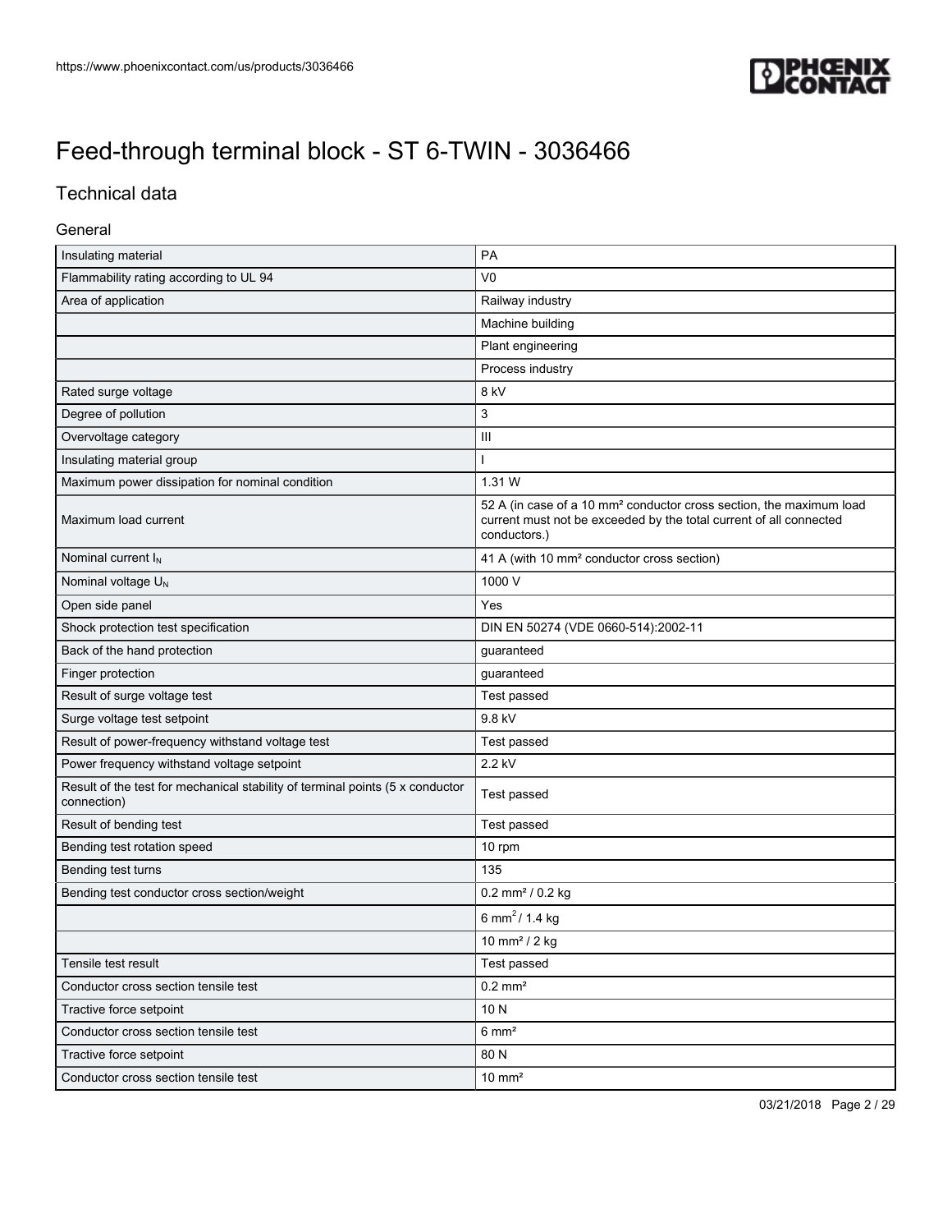# Feed-through terminal block - ST 6-TWIN - 3036466

## Technical data

### General

| | |
|---|---|
| Insulating material | PA |
| Flammability rating according to UL 94 | V0 |
| Area of application | Railway industry |
| | Machine building |
| | Plant engineering |
| | Process industry |
| Rated surge voltage | 8 kV |
| Degree of pollution | 3 |
| Overvoltage category | III |
| Insulating material group | I |
| Maximum power dissipation for nominal condition | 1.31 W |
| Maximum load current | 52 A (in case of a 10 mm² conductor cross section, the maximum load current must not be exceeded by the total current of all connected conductors.) |
| Nominal current $I_N$ | 41 A (with 10 mm² conductor cross section) |
| Nominal voltage $U_N$ | 1000 V |
| Open side panel | Yes |
| Shock protection test specification | DIN EN 50274 (VDE 0660-514):2002-11 |
| Back of the hand protection | guaranteed |
| Finger protection | guaranteed |
| Result of surge voltage test | Test passed |
| Surge voltage test setpoint | 9.8 kV |
| Result of power-frequency withstand voltage test | Test passed |
| Power frequency withstand voltage setpoint | 2.2 kV |
| Result of the test for mechanical stability of terminal points (5 x conductor connection) | Test passed |
| Result of bending test | Test passed |
| Bending test rotation speed | 10 rpm |
| Bending test turns | 135 |
| Bending test conductor cross section/weight | 0.2 mm² / 0.2 kg |
| | 6 $mm^2$ / 1.4 kg |
| | 10 mm² / 2 kg |
| Tensile test result | Test passed |
| Conductor cross section tensile test | 0.2 mm² |
| Tractive force setpoint | 10 N |
| Conductor cross section tensile test | 6 mm² |
| Tractive force setpoint | 80 N |
| Conductor cross section tensile test | 10 mm² |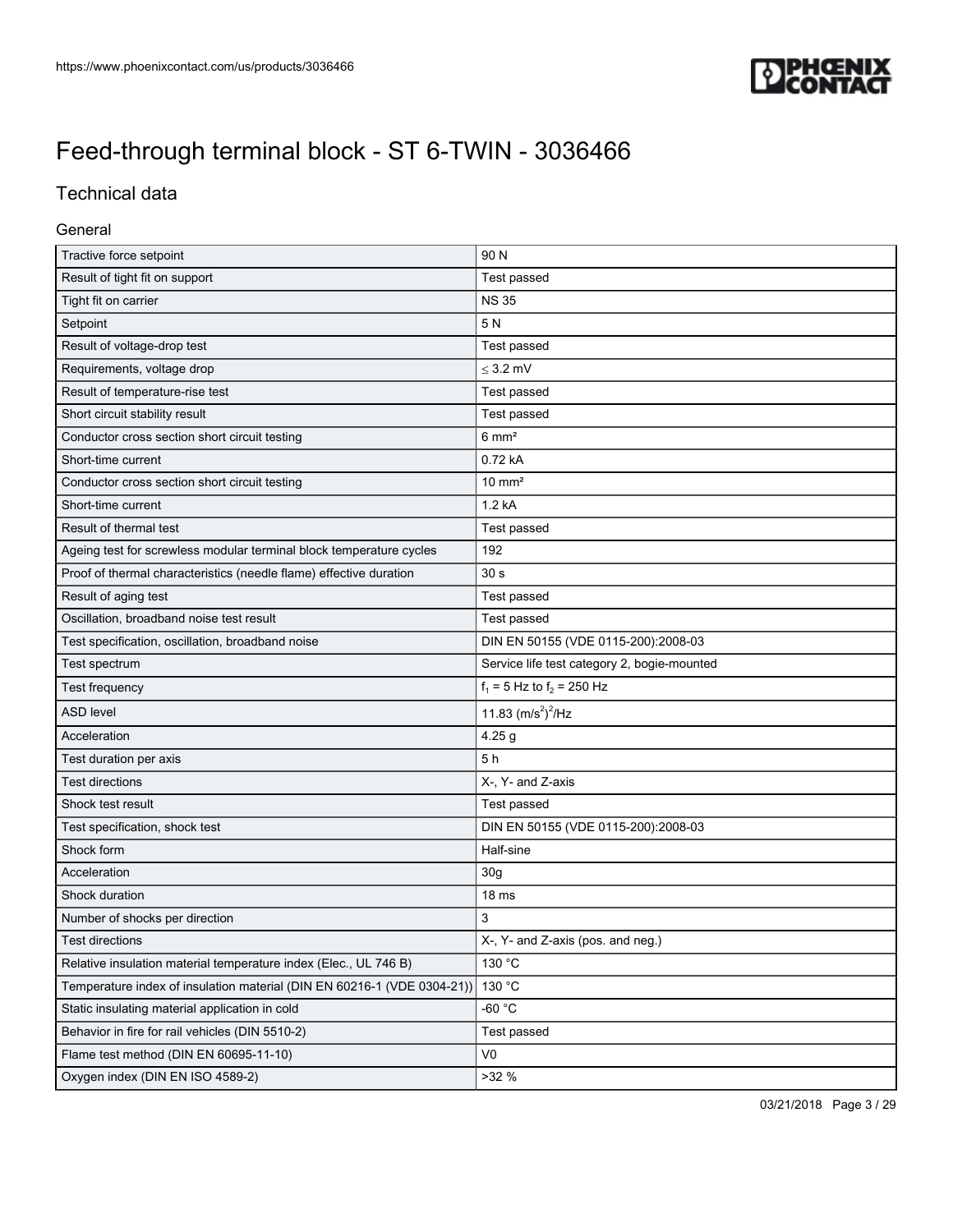# Feed-through terminal block - ST 6-TWIN - 3036466

## Technical data

### General

| | |
|---|---|
| Tractive force setpoint | 90 N |
| Result of tight fit on support | Test passed |
| Tight fit on carrier | NS 35 |
| Setpoint | 5 N |
| Result of voltage-drop test | Test passed |
| Requirements, voltage drop | ≤ 3.2 mV |
| Result of temperature-rise test | Test passed |
| Short circuit stability result | Test passed |
| Conductor cross section short circuit testing | 6 mm² |
| Short-time current | 0.72 kA |
| Conductor cross section short circuit testing | 10 mm² |
| Short-time current | 1.2 kA |
| Result of thermal test | Test passed |
| Ageing test for screwless modular terminal block temperature cycles | 192 |
| Proof of thermal characteristics (needle flame) effective duration | 30 s |
| Result of aging test | Test passed |
| Oscillation, broadband noise test result | Test passed |
| Test specification, oscillation, broadband noise | DIN EN 50155 (VDE 0115-200):2008-03 |
| Test spectrum | Service life test category 2, bogie-mounted |
| Test frequency | $f_1$ = 5 Hz to $f_2$ = 250 Hz |
| ASD level | 11.83 $(m/s^2)^2/Hz$ |
| Acceleration | 4.25 g |
| Test duration per axis | 5 h |
| Test directions | X-, Y- and Z-axis |
| Shock test result | Test passed |
| Test specification, shock test | DIN EN 50155 (VDE 0115-200):2008-03 |
| Shock form | Half-sine |
| Acceleration | 30g |
| Shock duration | 18 ms |
| Number of shocks per direction | 3 |
| Test directions | X-, Y- and Z-axis (pos. and neg.) |
| Relative insulation material temperature index (Elec., UL 746 B) | 130 °C |
| Temperature index of insulation material (DIN EN 60216-1 (VDE 0304-21)) | 130 °C |
| Static insulating material application in cold | -60 °C |
| Behavior in fire for rail vehicles (DIN 5510-2) | Test passed |
| Flame test method (DIN EN 60695-11-10) | V0 |
| Oxygen index (DIN EN ISO 4589-2) | >32 % |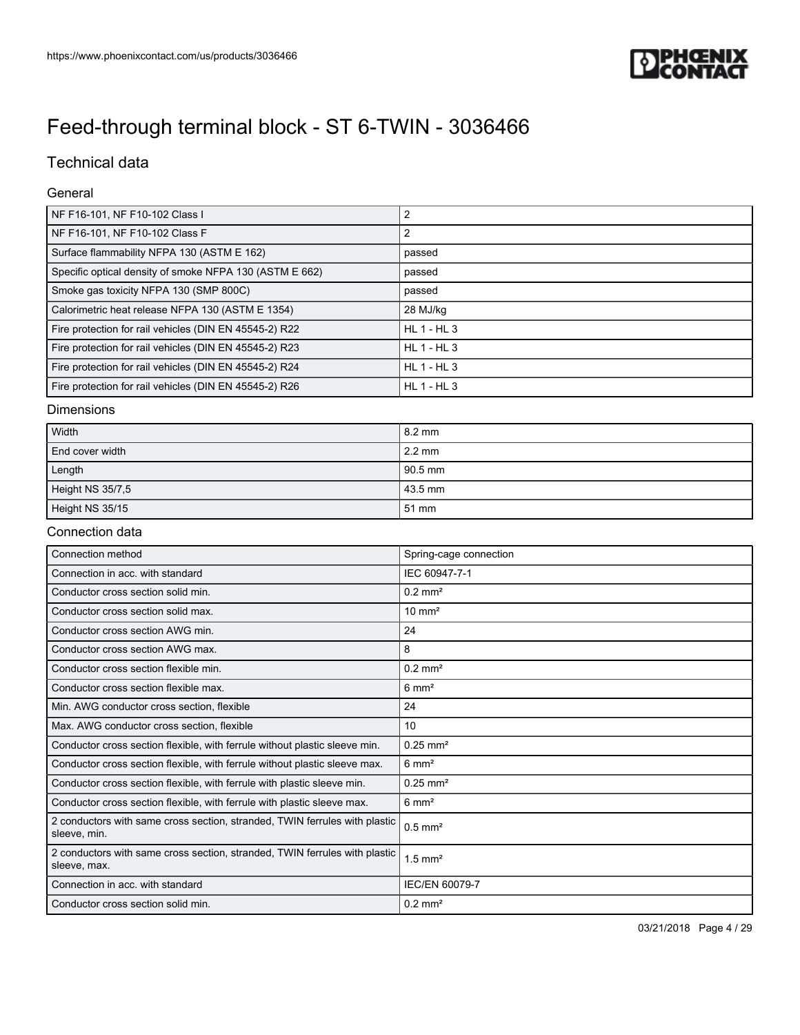# Feed-through terminal block - ST 6-TWIN - 3036466

## Technical data

### General

| | |
|---|---|
| NF F16-101, NF F10-102 Class I | 2 |
| NF F16-101, NF F10-102 Class F | 2 |
| Surface flammability NFPA 130 (ASTM E 162) | passed |
| Specific optical density of smoke NFPA 130 (ASTM E 662) | passed |
| Smoke gas toxicity NFPA 130 (SMP 800C) | passed |
| Calorimetric heat release NFPA 130 (ASTM E 1354) | 28 MJ/kg |
| Fire protection for rail vehicles (DIN EN 45545-2) R22 | HL 1 - HL 3 |
| Fire protection for rail vehicles (DIN EN 45545-2) R23 | HL 1 - HL 3 |
| Fire protection for rail vehicles (DIN EN 45545-2) R24 | HL 1 - HL 3 |
| Fire protection for rail vehicles (DIN EN 45545-2) R26 | HL 1 - HL 3 |

### Dimensions

| | |
|---|---|
| Width | 8.2 mm |
| End cover width | 2.2 mm |
| Length | 90.5 mm |
| Height NS 35/7,5 | 43.5 mm |
| Height NS 35/15 | 51 mm |

### Connection data

| | |
|---|---|
| Connection method | Spring-cage connection |
| Connection in acc. with standard | IEC 60947-7-1 |
| Conductor cross section solid min. | 0.2 mm² |
| Conductor cross section solid max. | 10 mm² |
| Conductor cross section AWG min. | 24 |
| Conductor cross section AWG max. | 8 |
| Conductor cross section flexible min. | 0.2 mm² |
| Conductor cross section flexible max. | 6 mm² |
| Min. AWG conductor cross section, flexible | 24 |
| Max. AWG conductor cross section, flexible | 10 |
| Conductor cross section flexible, with ferrule without plastic sleeve min. | 0.25 mm² |
| Conductor cross section flexible, with ferrule without plastic sleeve max. | 6 mm² |
| Conductor cross section flexible, with ferrule with plastic sleeve min. | 0.25 mm² |
| Conductor cross section flexible, with ferrule with plastic sleeve max. | 6 mm² |
| 2 conductors with same cross section, stranded, TWIN ferrules with plastic sleeve, min. | 0.5 mm² |
| 2 conductors with same cross section, stranded, TWIN ferrules with plastic sleeve, max. | 1.5 mm² |
| Connection in acc. with standard | IEC/EN 60079-7 |
| Conductor cross section solid min. | 0.2 mm² |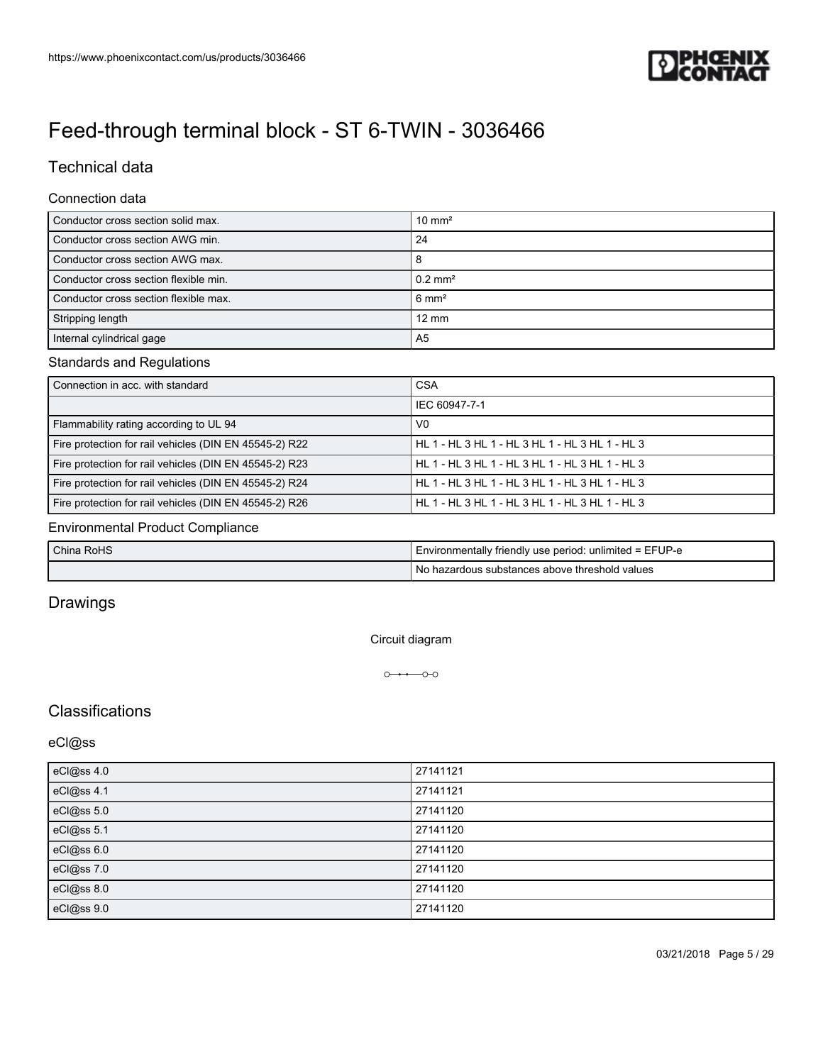# Feed-through terminal block - ST 6-TWIN - 3036466

## Technical data

### Connection data

| | |
|---|---|
| Conductor cross section solid max. | 10 mm² |
| Conductor cross section AWG min. | 24 |
| Conductor cross section AWG max. | 8 |
| Conductor cross section flexible min. | 0.2 mm² |
| Conductor cross section flexible max. | 6 mm² |
| Stripping length | 12 mm |
| Internal cylindrical gage | A5 |

### Standards and Regulations

| | |
|---|---|
| Connection in acc. with standard | CSA |
| | IEC 60947-7-1 |
| Flammability rating according to UL 94 | V0 |
| Fire protection for rail vehicles (DIN EN 45545-2) R22 | HL 1 - HL 3 HL 1 - HL 3 HL 1 - HL 3 HL 1 - HL 3 |
| Fire protection for rail vehicles (DIN EN 45545-2) R23 | HL 1 - HL 3 HL 1 - HL 3 HL 1 - HL 3 HL 1 - HL 3 |
| Fire protection for rail vehicles (DIN EN 45545-2) R24 | HL 1 - HL 3 HL 1 - HL 3 HL 1 - HL 3 HL 1 - HL 3 |
| Fire protection for rail vehicles (DIN EN 45545-2) R26 | HL 1 - HL 3 HL 1 - HL 3 HL 1 - HL 3 HL 1 - HL 3 |

### Environmental Product Compliance

| | |
|---|---|
| China RoHS | Environmentally friendly use period: unlimited = EFUP-e |
| | No hazardous substances above threshold values |

## Drawings

Circuit diagram

## Classifications

### eCl@ss

| | |
|---|---|
| eCl@ss 4.0 | 27141121 |
| eCl@ss 4.1 | 27141121 |
| eCl@ss 5.0 | 27141120 |
| eCl@ss 5.1 | 27141120 |
| eCl@ss 6.0 | 27141120 |
| eCl@ss 7.0 | 27141120 |
| eCl@ss 8.0 | 27141120 |
| eCl@ss 9.0 | 27141120 |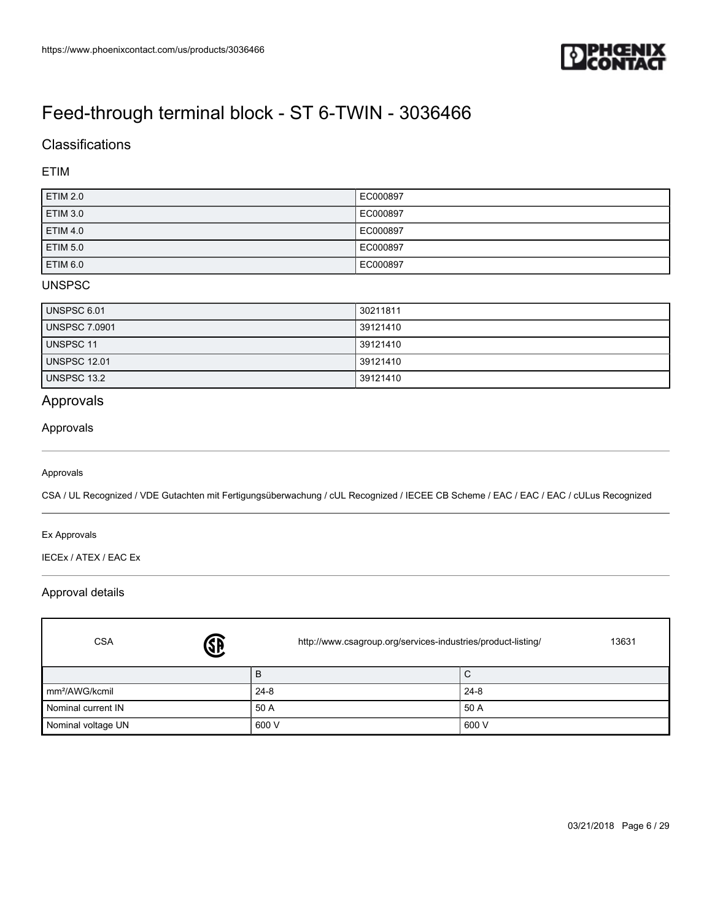# Feed-through terminal block - ST 6-TWIN - 3036466

## Classifications

### ETIM

| ETIM 2.0 | EC000897 |
|---|---|
| ETIM 3.0 | EC000897 |
| ETIM 4.0 | EC000897 |
| ETIM 5.0 | EC000897 |
| ETIM 6.0 | EC000897 |

### UNSPSC

| UNSPSC 6.01 | 30211811 |
|---|---|
| UNSPSC 7.0901 | 39121410 |
| UNSPSC 11 | 39121410 |
| UNSPSC 12.01 | 39121410 |
| UNSPSC 13.2 | 39121410 |

## Approvals

### Approvals

Approvals

CSA / UL Recognized / VDE Gutachten mit Fertigungsüberwachung / cUL Recognized / IECEE CB Scheme / EAC / EAC / EAC / cULus Recognized

Ex Approvals

IECEx / ATEX / EAC Ex

### Approval details

| CSA | http://www.csagroup.org/services-industries/product-listing/ | 13631 |
|---|---|---|
| | B | C |
| mm²/AWG/kcmil | 24-8 | 24-8 |
| Nominal current IN | 50 A | 50 A |
| Nominal voltage UN | 600 V | 600 V |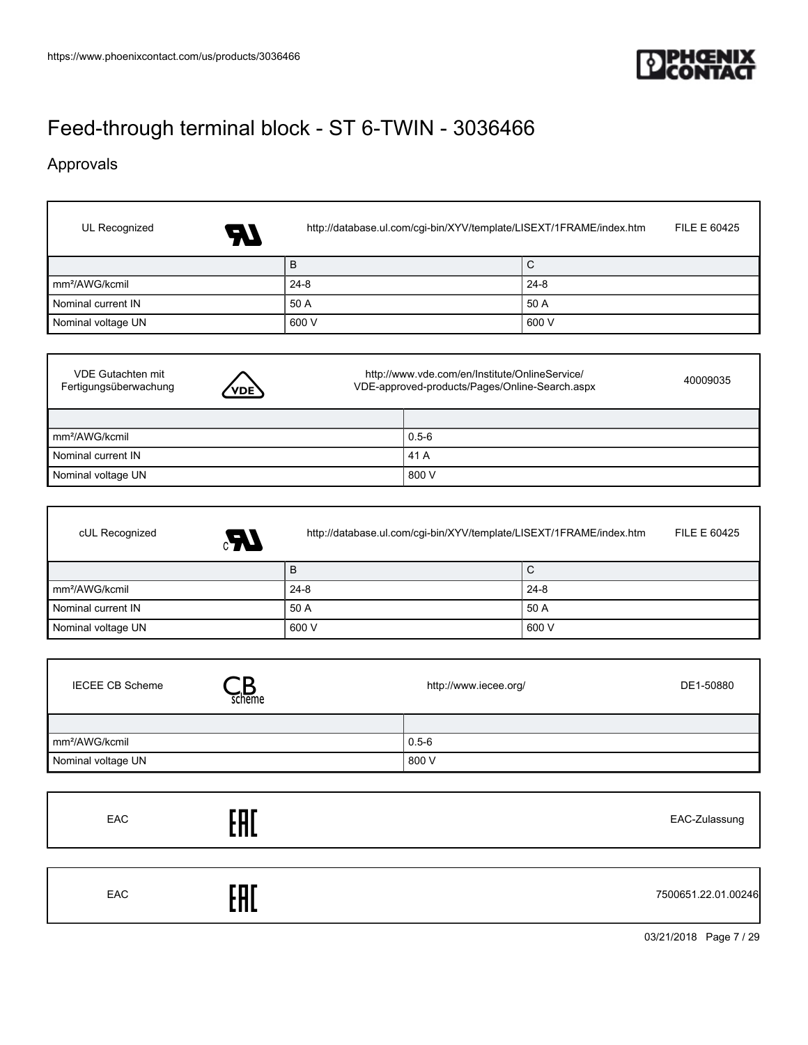# Feed-through terminal block - ST 6-TWIN - 3036466

## Approvals

| UL Recognized | http://database.ul.com/cgi-bin/XYV/template/LISEXT/1FRAME/index.htm | FILE E 60425 |
|---|---|---|
| | B | C |
| mm²/AWG/kcmil | 24-8 | 24-8 |
| Nominal current IN | 50 A | 50 A |
| Nominal voltage UN | 600 V | 600 V |

| VDE Gutachten mit Fertigungsüberwachung | http://www.vde.com/en/Institute/OnlineService/VDE-approved-products/Pages/Online-Search.aspx | 40009035 |
|---|---|---|
| | | |
| mm²/AWG/kcmil | 0.5-6 | |
| Nominal current IN | 41 A | |
| Nominal voltage UN | 800 V | |

| cUL Recognized | http://database.ul.com/cgi-bin/XYV/template/LISEXT/1FRAME/index.htm | FILE E 60425 |
|---|---|---|
| | B | C |
| mm²/AWG/kcmil | 24-8 | 24-8 |
| Nominal current IN | 50 A | 50 A |
| Nominal voltage UN | 600 V | 600 V |

| IECEE CB Scheme | http://www.iecee.org/ | DE1-50880 |
|---|---|---|
| | | |
| mm²/AWG/kcmil | 0.5-6 | |
| Nominal voltage UN | 800 V | |

| EAC | EAC-Zulassung |
|---|---|

| EAC | 7500651.22.01.00246 |
|---|---|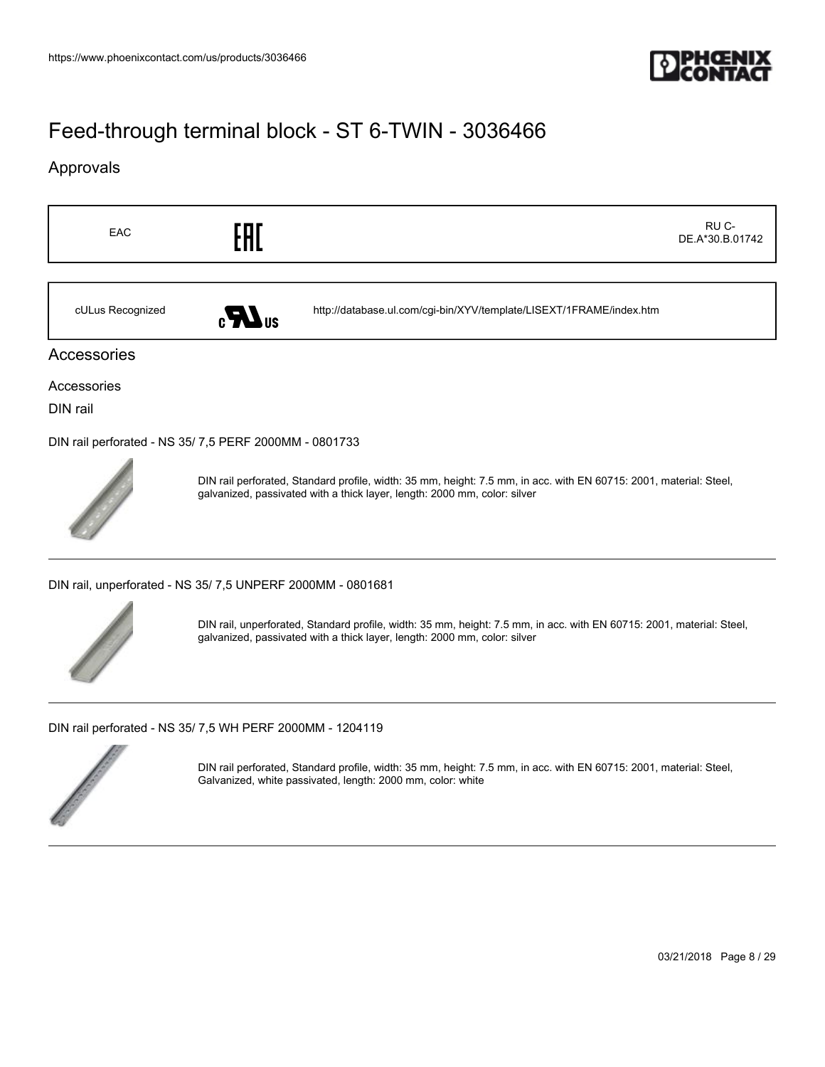## Approvals

| EAC | EAC | RU C-DE.A*30.B.01742 |
|---|---|---|
| cULus Recognized | cULus | http://database.ul.com/cgi-bin/XYV/template/LISEXT/1FRAME/index.htm |

## Accessories

Accessories

DIN rail

DIN rail perforated - NS 35/ 7,5 PERF 2000MM - 0801733

DIN rail perforated, Standard profile, width: 35 mm, height: 7.5 mm, in acc. with EN 60715: 2001, material: Steel, galvanized, passivated with a thick layer, length: 2000 mm, color: silver

DIN rail, unperforated - NS 35/ 7,5 UNPERF 2000MM - 0801681

DIN rail, unperforated, Standard profile, width: 35 mm, height: 7.5 mm, in acc. with EN 60715: 2001, material: Steel, galvanized, passivated with a thick layer, length: 2000 mm, color: silver

DIN rail perforated - NS 35/ 7,5 WH PERF 2000MM - 1204119

DIN rail perforated, Standard profile, width: 35 mm, height: 7.5 mm, in acc. with EN 60715: 2001, material: Steel, Galvanized, white passivated, length: 2000 mm, color: white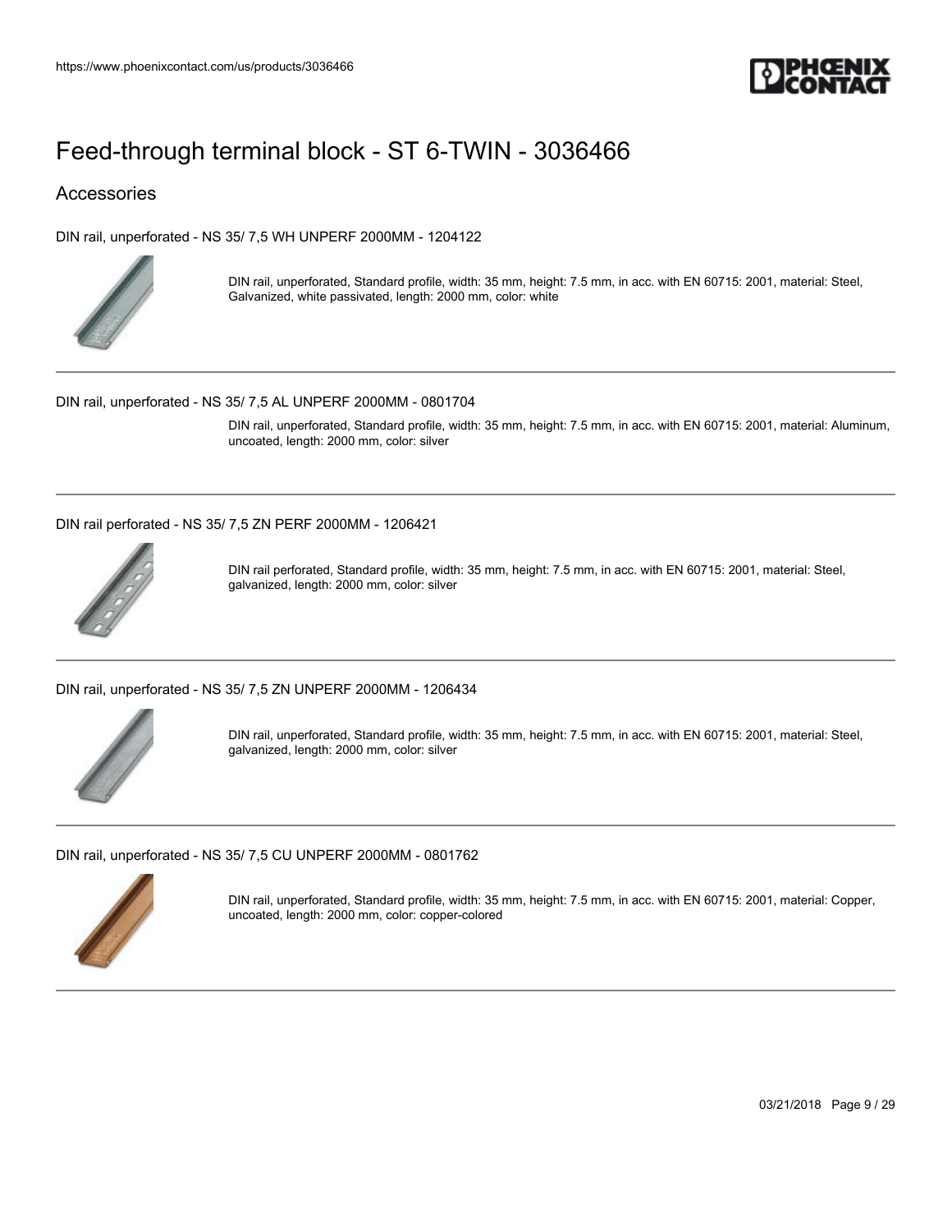# Feed-through terminal block - ST 6-TWIN - 3036466

## Accessories

DIN rail, unperforated - NS 35/ 7,5 WH UNPERF 2000MM - 1204122

DIN rail, unperforated, Standard profile, width: 35 mm, height: 7.5 mm, in acc. with EN 60715: 2001, material: Steel, Galvanized, white passivated, length: 2000 mm, color: white

---

DIN rail, unperforated - NS 35/ 7,5 AL UNPERF 2000MM - 0801704

DIN rail, unperforated, Standard profile, width: 35 mm, height: 7.5 mm, in acc. with EN 60715: 2001, material: Aluminum, uncoated, length: 2000 mm, color: silver

---

DIN rail perforated - NS 35/ 7,5 ZN PERF 2000MM - 1206421

DIN rail perforated, Standard profile, width: 35 mm, height: 7.5 mm, in acc. with EN 60715: 2001, material: Steel, galvanized, length: 2000 mm, color: silver

---

DIN rail, unperforated - NS 35/ 7,5 ZN UNPERF 2000MM - 1206434

DIN rail, unperforated, Standard profile, width: 35 mm, height: 7.5 mm, in acc. with EN 60715: 2001, material: Steel, galvanized, length: 2000 mm, color: silver

---

DIN rail, unperforated - NS 35/ 7,5 CU UNPERF 2000MM - 0801762

DIN rail, unperforated, Standard profile, width: 35 mm, height: 7.5 mm, in acc. with EN 60715: 2001, material: Copper, uncoated, length: 2000 mm, color: copper-colored

---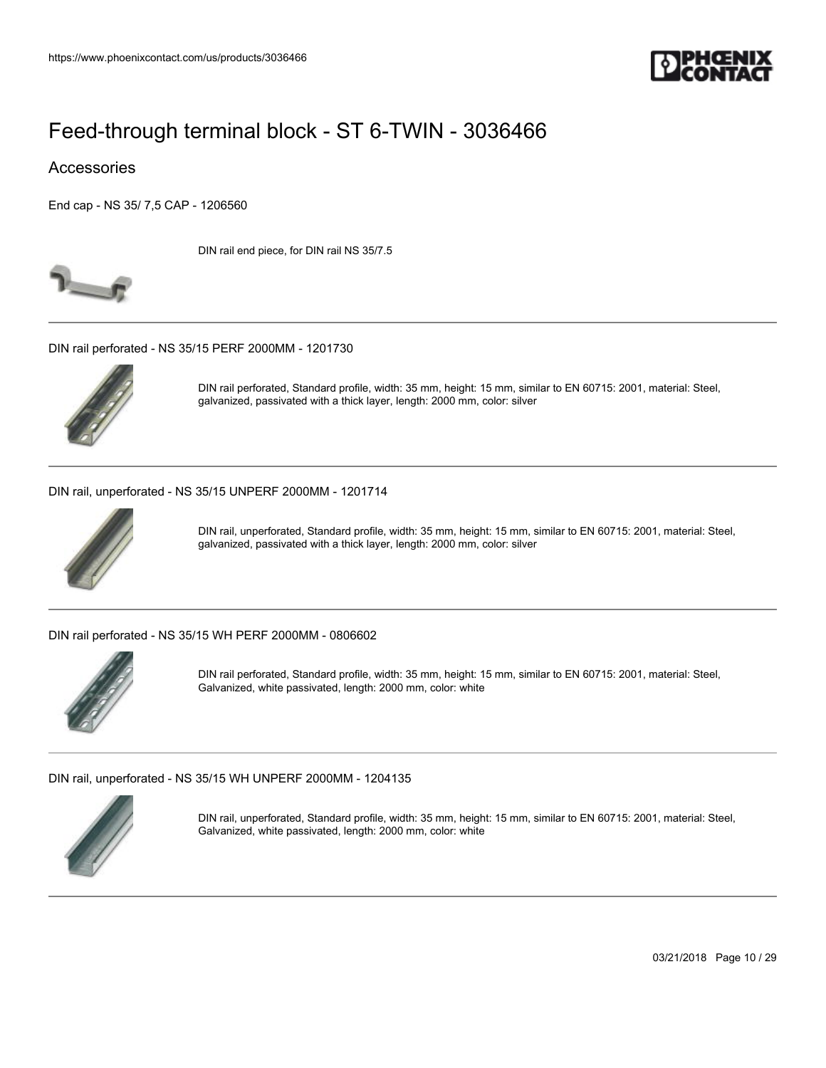# Feed-through terminal block - ST 6-TWIN - 3036466

## Accessories

End cap - NS 35/ 7,5 CAP - 1206560

DIN rail end piece, for DIN rail NS 35/7.5

---

DIN rail perforated - NS 35/15 PERF 2000MM - 1201730

DIN rail perforated, Standard profile, width: 35 mm, height: 15 mm, similar to EN 60715: 2001, material: Steel, galvanized, passivated with a thick layer, length: 2000 mm, color: silver

---

DIN rail, unperforated - NS 35/15 UNPERF 2000MM - 1201714

DIN rail, unperforated, Standard profile, width: 35 mm, height: 15 mm, similar to EN 60715: 2001, material: Steel, galvanized, passivated with a thick layer, length: 2000 mm, color: silver

---

DIN rail perforated - NS 35/15 WH PERF 2000MM - 0806602

DIN rail perforated, Standard profile, width: 35 mm, height: 15 mm, similar to EN 60715: 2001, material: Steel, Galvanized, white passivated, length: 2000 mm, color: white

---

DIN rail, unperforated - NS 35/15 WH UNPERF 2000MM - 1204135

DIN rail, unperforated, Standard profile, width: 35 mm, height: 15 mm, similar to EN 60715: 2001, material: Steel, Galvanized, white passivated, length: 2000 mm, color: white

---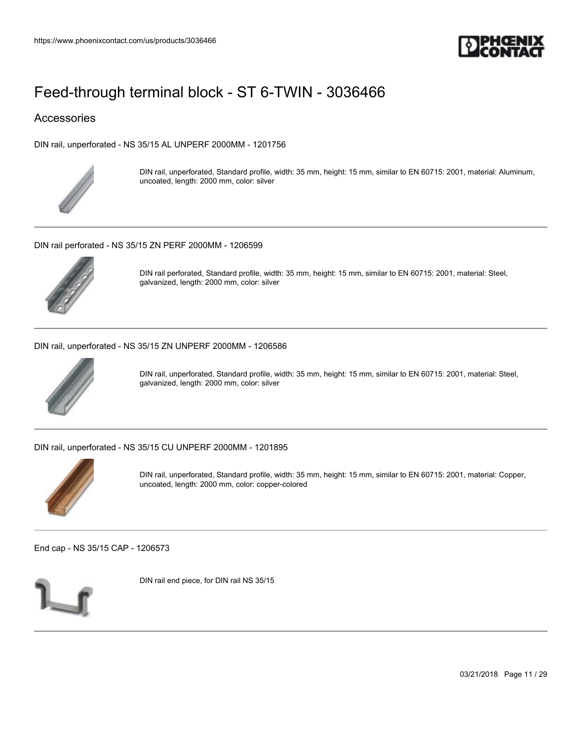# Feed-through terminal block - ST 6-TWIN - 3036466

## Accessories

DIN rail, unperforated - NS 35/15 AL UNPERF 2000MM - 1201756

DIN rail, unperforated, Standard profile, width: 35 mm, height: 15 mm, similar to EN 60715: 2001, material: Aluminum, uncoated, length: 2000 mm, color: silver

---

DIN rail perforated - NS 35/15 ZN PERF 2000MM - 1206599

DIN rail perforated, Standard profile, width: 35 mm, height: 15 mm, similar to EN 60715: 2001, material: Steel, galvanized, length: 2000 mm, color: silver

---

DIN rail, unperforated - NS 35/15 ZN UNPERF 2000MM - 1206586

DIN rail, unperforated, Standard profile, width: 35 mm, height: 15 mm, similar to EN 60715: 2001, material: Steel, galvanized, length: 2000 mm, color: silver

---

DIN rail, unperforated - NS 35/15 CU UNPERF 2000MM - 1201895

DIN rail, unperforated, Standard profile, width: 35 mm, height: 15 mm, similar to EN 60715: 2001, material: Copper, uncoated, length: 2000 mm, color: copper-colored

---

End cap - NS 35/15 CAP - 1206573

DIN rail end piece, for DIN rail NS 35/15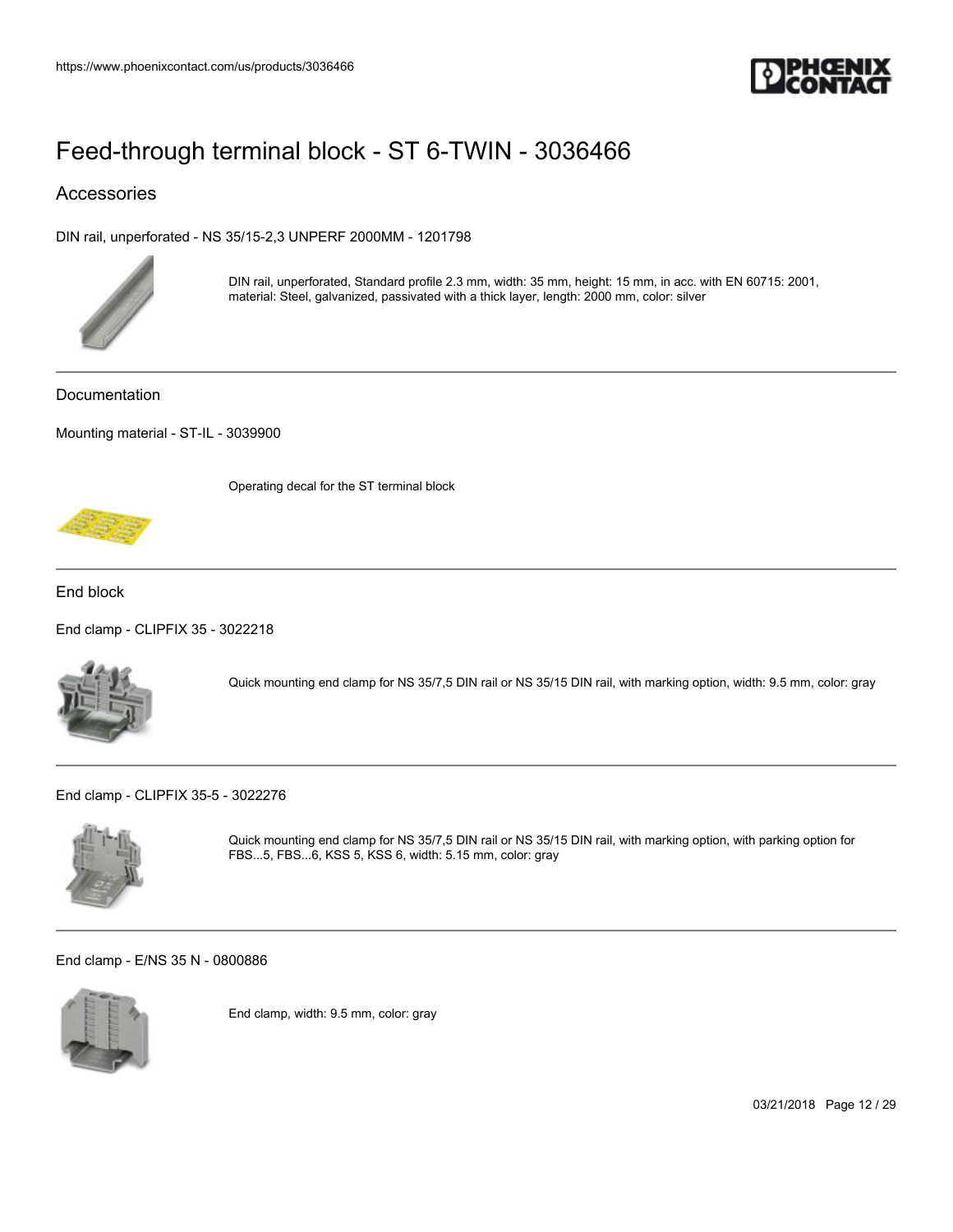# Feed-through terminal block - ST 6-TWIN - 3036466

## Accessories

DIN rail, unperforated - NS 35/15-2,3 UNPERF 2000MM - 1201798

DIN rail, unperforated, Standard profile 2.3 mm, width: 35 mm, height: 15 mm, in acc. with EN 60715: 2001, material: Steel, galvanized, passivated with a thick layer, length: 2000 mm, color: silver

### Documentation

Mounting material - ST-IL - 3039900

Operating decal for the ST terminal block

### End block

End clamp - CLIPFIX 35 - 3022218

Quick mounting end clamp for NS 35/7,5 DIN rail or NS 35/15 DIN rail, with marking option, width: 9.5 mm, color: gray

End clamp - CLIPFIX 35-5 - 3022276

Quick mounting end clamp for NS 35/7,5 DIN rail or NS 35/15 DIN rail, with marking option, with parking option for FBS...5, FBS...6, KSS 5, KSS 6, width: 5.15 mm, color: gray

End clamp - E/NS 35 N - 0800886

End clamp, width: 9.5 mm, color: gray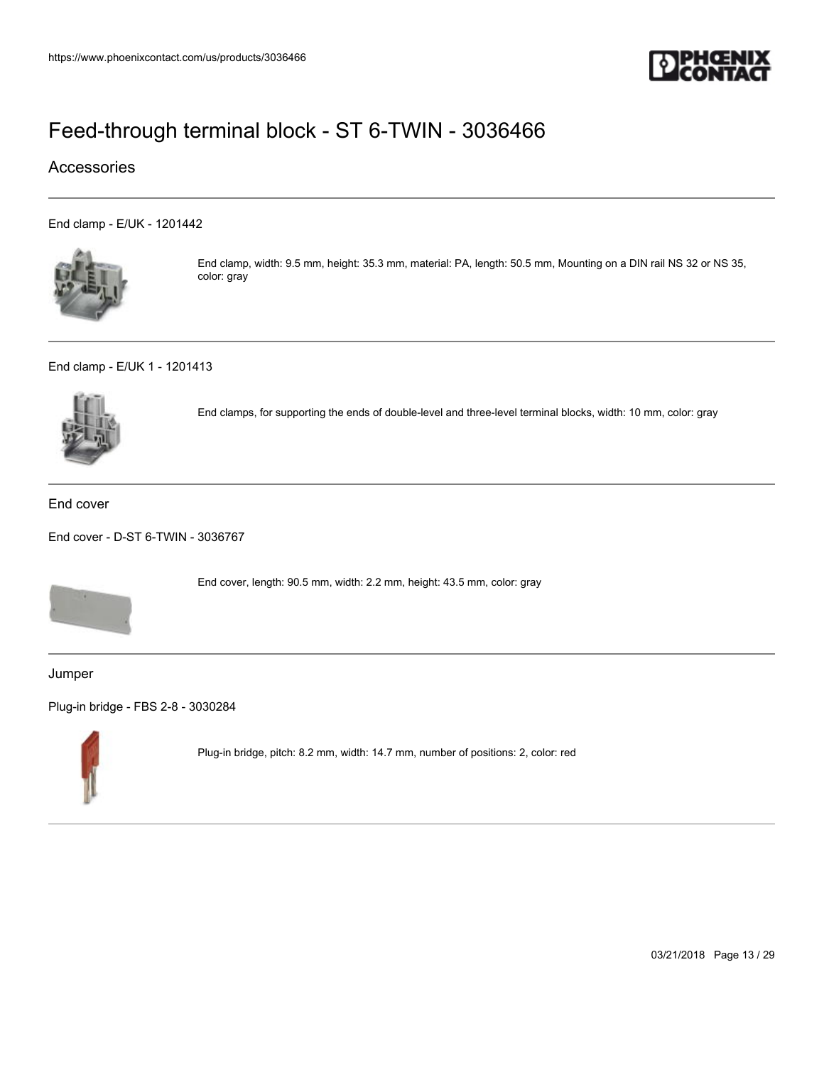# Feed-through terminal block - ST 6-TWIN - 3036466

## Accessories

End clamp - E/UK - 1201442

End clamp, width: 9.5 mm, height: 35.3 mm, material: PA, length: 50.5 mm, Mounting on a DIN rail NS 32 or NS 35, color: gray

End clamp - E/UK 1 - 1201413

End clamps, for supporting the ends of double-level and three-level terminal blocks, width: 10 mm, color: gray

### End cover

End cover - D-ST 6-TWIN - 3036767

End cover, length: 90.5 mm, width: 2.2 mm, height: 43.5 mm, color: gray

### Jumper

Plug-in bridge - FBS 2-8 - 3030284

Plug-in bridge, pitch: 8.2 mm, width: 14.7 mm, number of positions: 2, color: red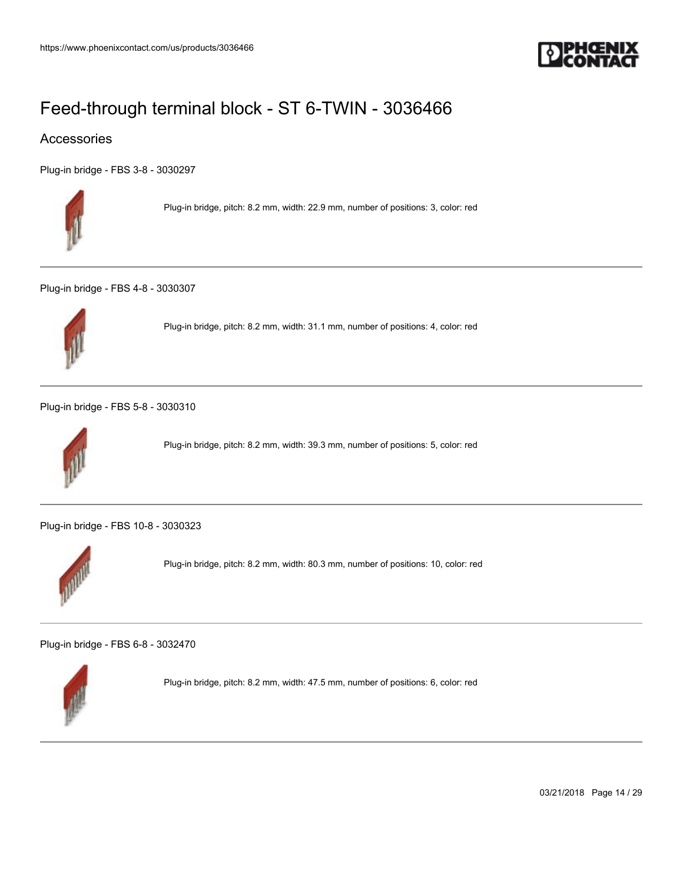# Feed-through terminal block - ST 6-TWIN - 3036466

## Accessories

Plug-in bridge - FBS 3-8 - 3030297

Plug-in bridge, pitch: 8.2 mm, width: 22.9 mm, number of positions: 3, color: red

---

Plug-in bridge - FBS 4-8 - 3030307

Plug-in bridge, pitch: 8.2 mm, width: 31.1 mm, number of positions: 4, color: red

---

Plug-in bridge - FBS 5-8 - 3030310

Plug-in bridge, pitch: 8.2 mm, width: 39.3 mm, number of positions: 5, color: red

---

Plug-in bridge - FBS 10-8 - 3030323

Plug-in bridge, pitch: 8.2 mm, width: 80.3 mm, number of positions: 10, color: red

---

Plug-in bridge - FBS 6-8 - 3032470

Plug-in bridge, pitch: 8.2 mm, width: 47.5 mm, number of positions: 6, color: red

---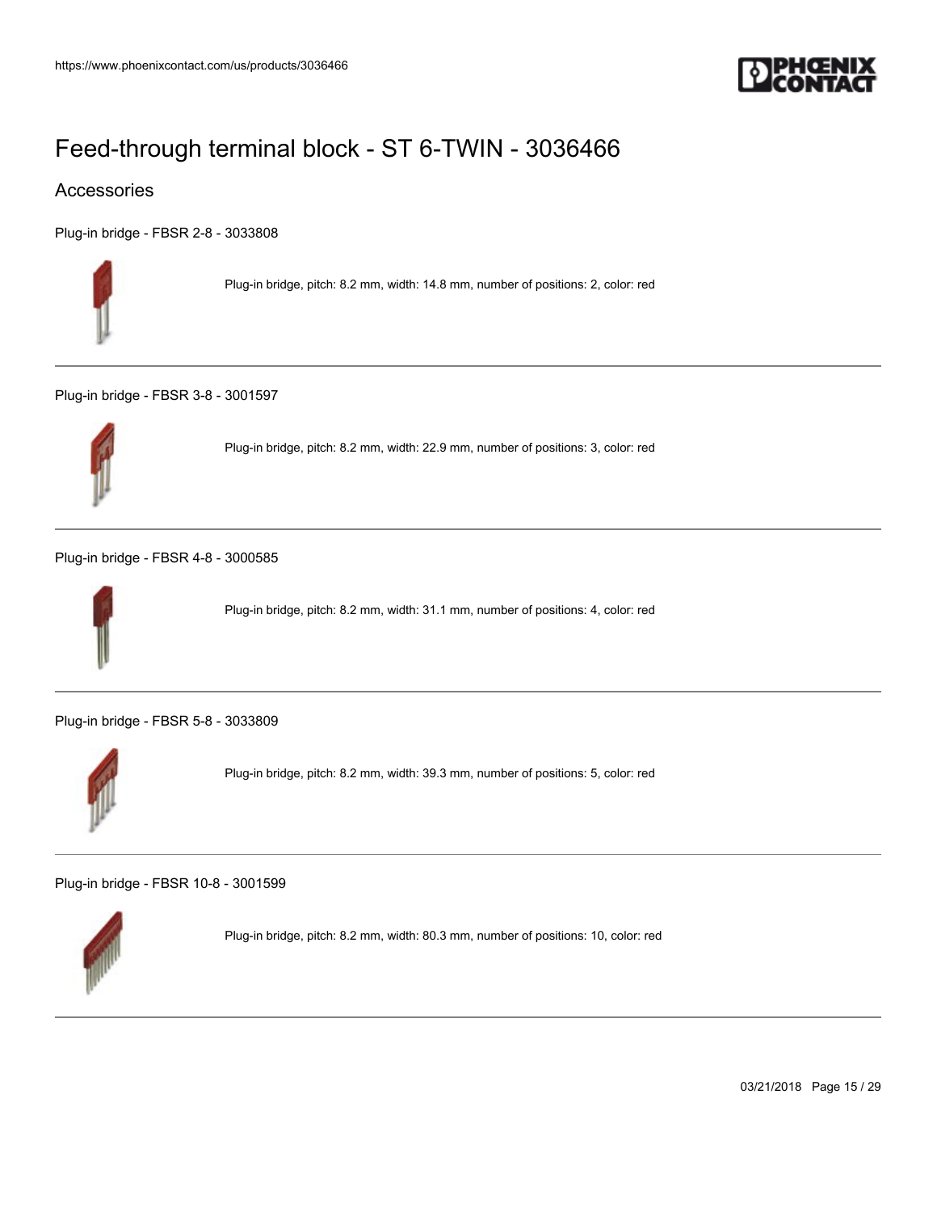# Feed-through terminal block - ST 6-TWIN - 3036466

## Accessories

Plug-in bridge - FBSR 2-8 - 3033808

Plug-in bridge, pitch: 8.2 mm, width: 14.8 mm, number of positions: 2, color: red

---

Plug-in bridge - FBSR 3-8 - 3001597

Plug-in bridge, pitch: 8.2 mm, width: 22.9 mm, number of positions: 3, color: red

---

Plug-in bridge - FBSR 4-8 - 3000585

Plug-in bridge, pitch: 8.2 mm, width: 31.1 mm, number of positions: 4, color: red

---

Plug-in bridge - FBSR 5-8 - 3033809

Plug-in bridge, pitch: 8.2 mm, width: 39.3 mm, number of positions: 5, color: red

---

Plug-in bridge - FBSR 10-8 - 3001599

Plug-in bridge, pitch: 8.2 mm, width: 80.3 mm, number of positions: 10, color: red

---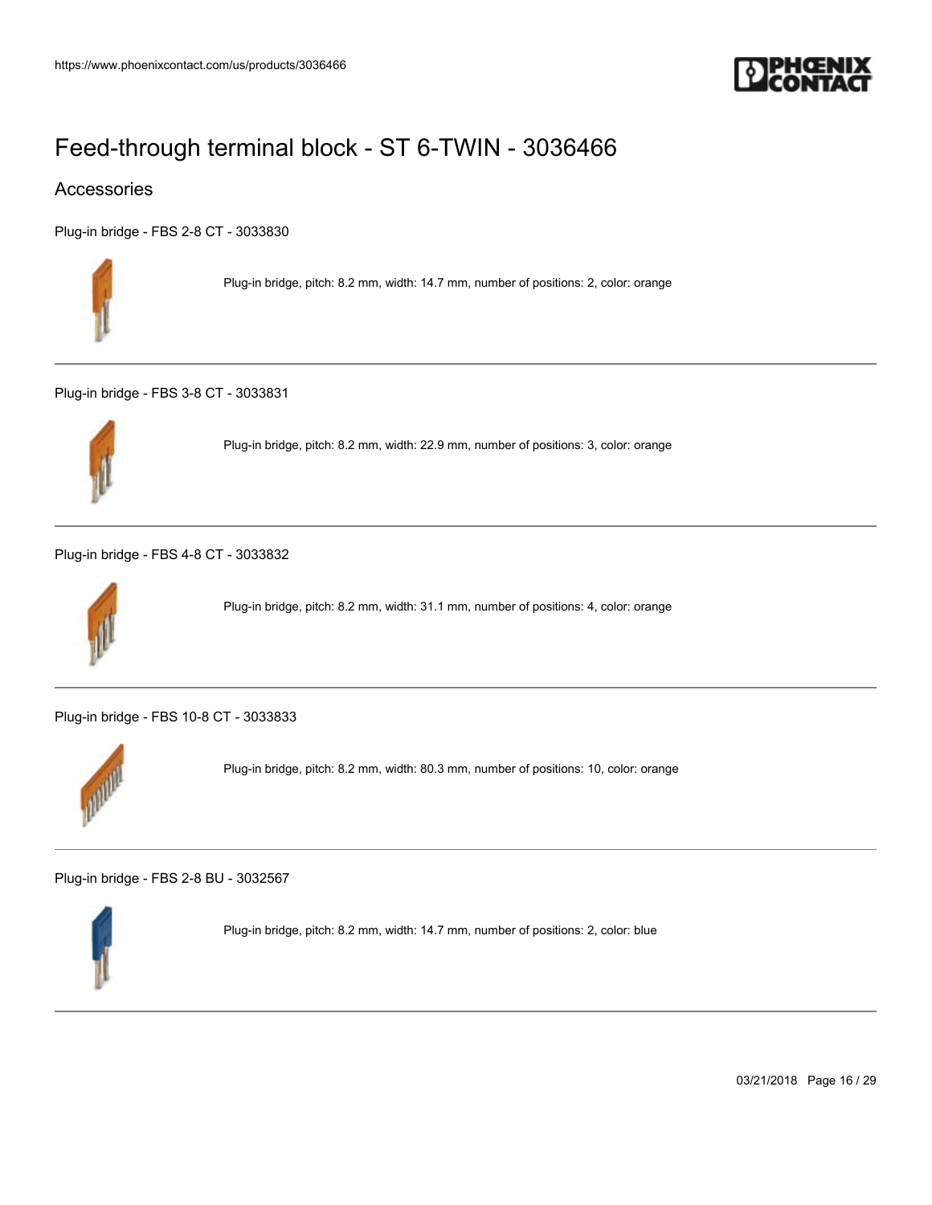# Feed-through terminal block - ST 6-TWIN - 3036466

## Accessories

Plug-in bridge - FBS 2-8 CT - 3033830

Plug-in bridge, pitch: 8.2 mm, width: 14.7 mm, number of positions: 2, color: orange

---

Plug-in bridge - FBS 3-8 CT - 3033831

Plug-in bridge, pitch: 8.2 mm, width: 22.9 mm, number of positions: 3, color: orange

---

Plug-in bridge - FBS 4-8 CT - 3033832

Plug-in bridge, pitch: 8.2 mm, width: 31.1 mm, number of positions: 4, color: orange

---

Plug-in bridge - FBS 10-8 CT - 3033833

Plug-in bridge, pitch: 8.2 mm, width: 80.3 mm, number of positions: 10, color: orange

---

Plug-in bridge - FBS 2-8 BU - 3032567

Plug-in bridge, pitch: 8.2 mm, width: 14.7 mm, number of positions: 2, color: blue

---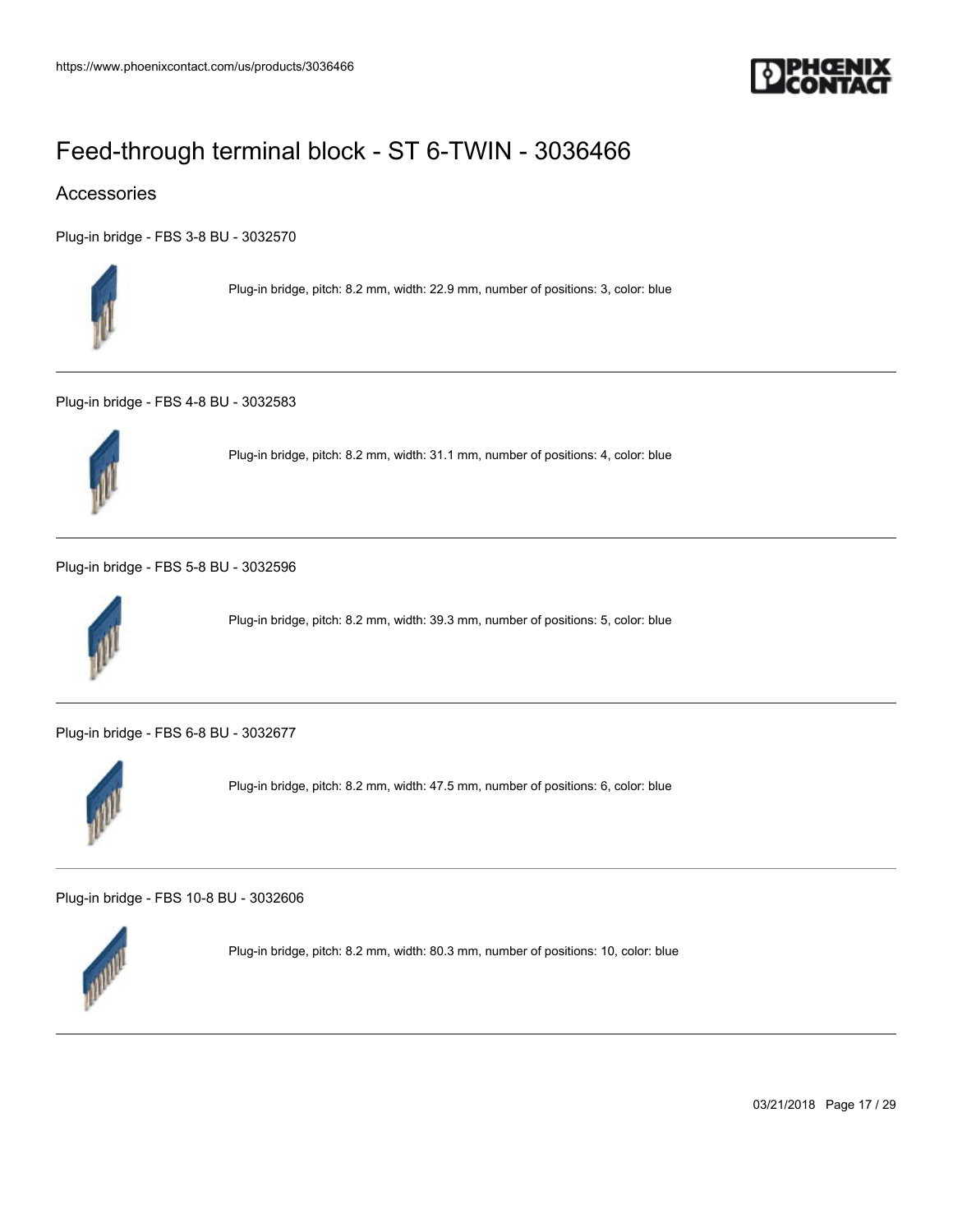# Feed-through terminal block - ST 6-TWIN - 3036466

## Accessories

Plug-in bridge - FBS 3-8 BU - 3032570

Plug-in bridge, pitch: 8.2 mm, width: 22.9 mm, number of positions: 3, color: blue

---

Plug-in bridge - FBS 4-8 BU - 3032583

Plug-in bridge, pitch: 8.2 mm, width: 31.1 mm, number of positions: 4, color: blue

---

Plug-in bridge - FBS 5-8 BU - 3032596

Plug-in bridge, pitch: 8.2 mm, width: 39.3 mm, number of positions: 5, color: blue

---

Plug-in bridge - FBS 6-8 BU - 3032677

Plug-in bridge, pitch: 8.2 mm, width: 47.5 mm, number of positions: 6, color: blue

---

Plug-in bridge - FBS 10-8 BU - 3032606

Plug-in bridge, pitch: 8.2 mm, width: 80.3 mm, number of positions: 10, color: blue

---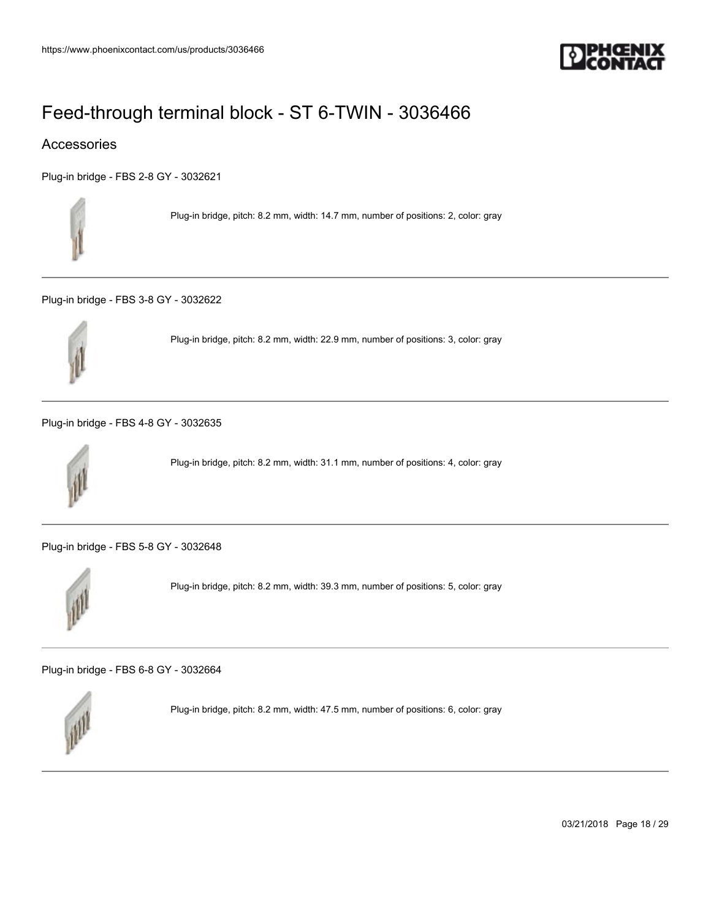# Feed-through terminal block - ST 6-TWIN - 3036466

## Accessories

Plug-in bridge - FBS 2-8 GY - 3032621

Plug-in bridge, pitch: 8.2 mm, width: 14.7 mm, number of positions: 2, color: gray

---

Plug-in bridge - FBS 3-8 GY - 3032622

Plug-in bridge, pitch: 8.2 mm, width: 22.9 mm, number of positions: 3, color: gray

---

Plug-in bridge - FBS 4-8 GY - 3032635

Plug-in bridge, pitch: 8.2 mm, width: 31.1 mm, number of positions: 4, color: gray

---

Plug-in bridge - FBS 5-8 GY - 3032648

Plug-in bridge, pitch: 8.2 mm, width: 39.3 mm, number of positions: 5, color: gray

---

Plug-in bridge - FBS 6-8 GY - 3032664

Plug-in bridge, pitch: 8.2 mm, width: 47.5 mm, number of positions: 6, color: gray

---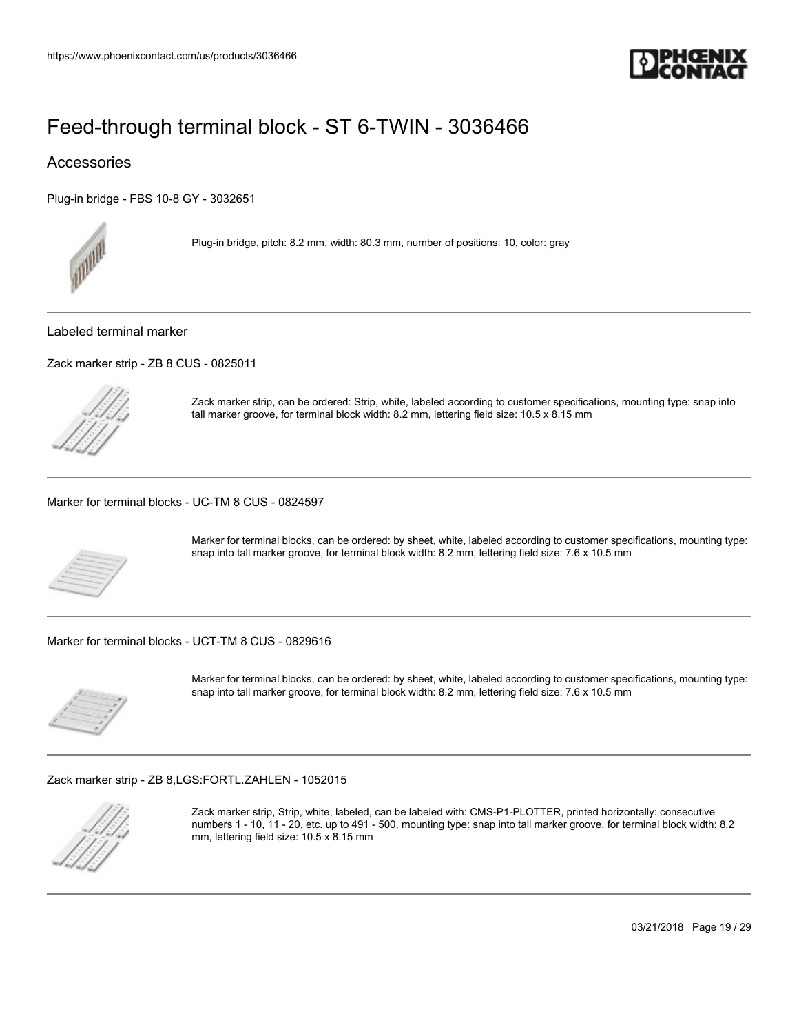# Feed-through terminal block - ST 6-TWIN - 3036466

## Accessories

Plug-in bridge - FBS 10-8 GY - 3032651

Plug-in bridge, pitch: 8.2 mm, width: 80.3 mm, number of positions: 10, color: gray

---

### Labeled terminal marker

Zack marker strip - ZB 8 CUS - 0825011

Zack marker strip, can be ordered: Strip, white, labeled according to customer specifications, mounting type: snap into tall marker groove, for terminal block width: 8.2 mm, lettering field size: 10.5 x 8.15 mm

---

Marker for terminal blocks - UC-TM 8 CUS - 0824597

Marker for terminal blocks, can be ordered: by sheet, white, labeled according to customer specifications, mounting type: snap into tall marker groove, for terminal block width: 8.2 mm, lettering field size: 7.6 x 10.5 mm

---

Marker for terminal blocks - UCT-TM 8 CUS - 0829616

Marker for terminal blocks, can be ordered: by sheet, white, labeled according to customer specifications, mounting type: snap into tall marker groove, for terminal block width: 8.2 mm, lettering field size: 7.6 x 10.5 mm

---

Zack marker strip - ZB 8,LGS:FORTL.ZAHLEN - 1052015

Zack marker strip, Strip, white, labeled, can be labeled with: CMS-P1-PLOTTER, printed horizontally: consecutive numbers 1 - 10, 11 - 20, etc. up to 491 - 500, mounting type: snap into tall marker groove, for terminal block width: 8.2 mm, lettering field size: 10.5 x 8.15 mm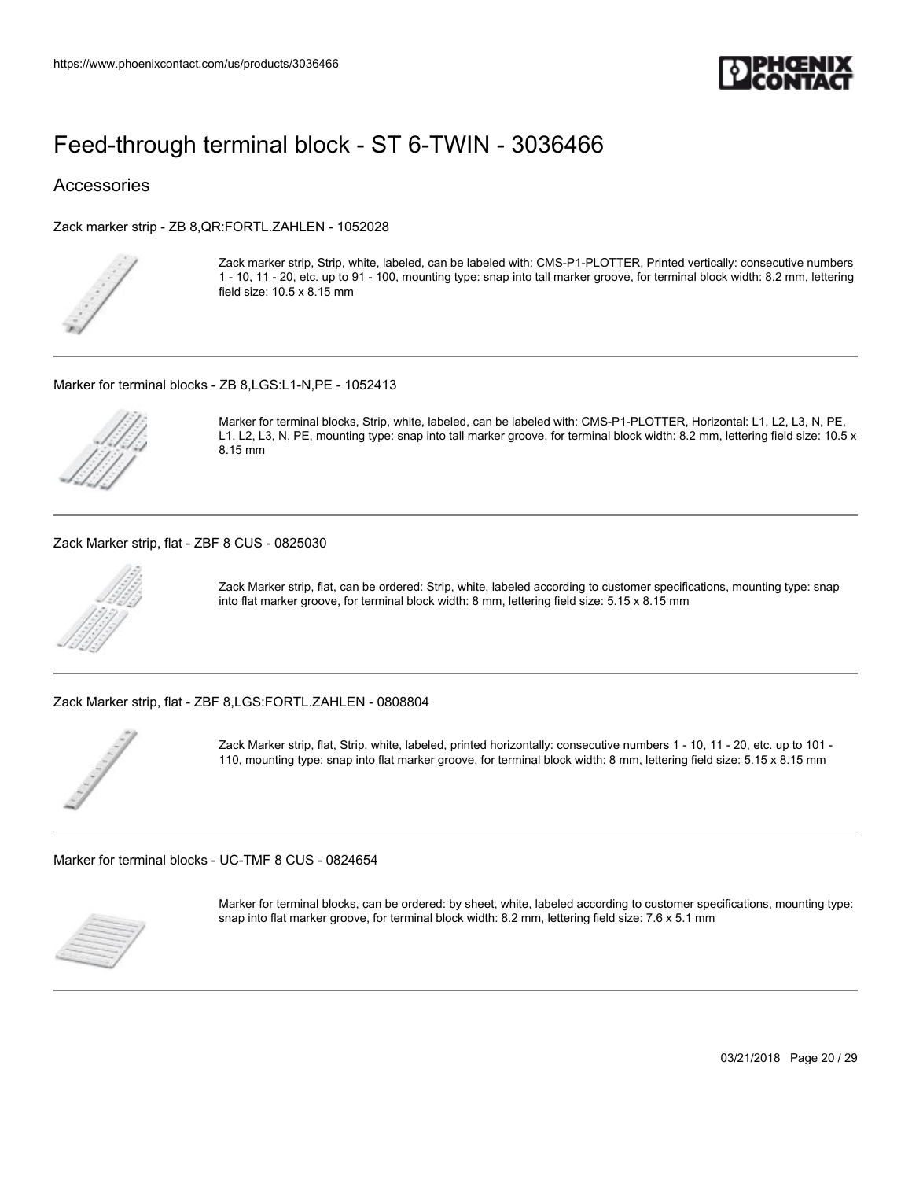# Feed-through terminal block - ST 6-TWIN - 3036466

## Accessories

### Zack marker strip - ZB 8,QR:FORTL.ZAHLEN - 1052028

Zack marker strip, Strip, white, labeled, can be labeled with: CMS-P1-PLOTTER, Printed vertically: consecutive numbers 1 - 10, 11 - 20, etc. up to 91 - 100, mounting type: snap into tall marker groove, for terminal block width: 8.2 mm, lettering field size: 10.5 x 8.15 mm

---

### Marker for terminal blocks - ZB 8,LGS:L1-N,PE - 1052413

Marker for terminal blocks, Strip, white, labeled, can be labeled with: CMS-P1-PLOTTER, Horizontal: L1, L2, L3, N, PE, L1, L2, L3, N, PE, mounting type: snap into tall marker groove, for terminal block width: 8.2 mm, lettering field size: 10.5 x 8.15 mm

---

### Zack Marker strip, flat - ZBF 8 CUS - 0825030

Zack Marker strip, flat, can be ordered: Strip, white, labeled according to customer specifications, mounting type: snap into flat marker groove, for terminal block width: 8 mm, lettering field size: 5.15 x 8.15 mm

---

### Zack Marker strip, flat - ZBF 8,LGS:FORTL.ZAHLEN - 0808804

Zack Marker strip, flat, Strip, white, labeled, printed horizontally: consecutive numbers 1 - 10, 11 - 20, etc. up to 101 - 110, mounting type: snap into flat marker groove, for terminal block width: 8 mm, lettering field size: 5.15 x 8.15 mm

---

### Marker for terminal blocks - UC-TMF 8 CUS - 0824654

Marker for terminal blocks, can be ordered: by sheet, white, labeled according to customer specifications, mounting type: snap into flat marker groove, for terminal block width: 8.2 mm, lettering field size: 7.6 x 5.1 mm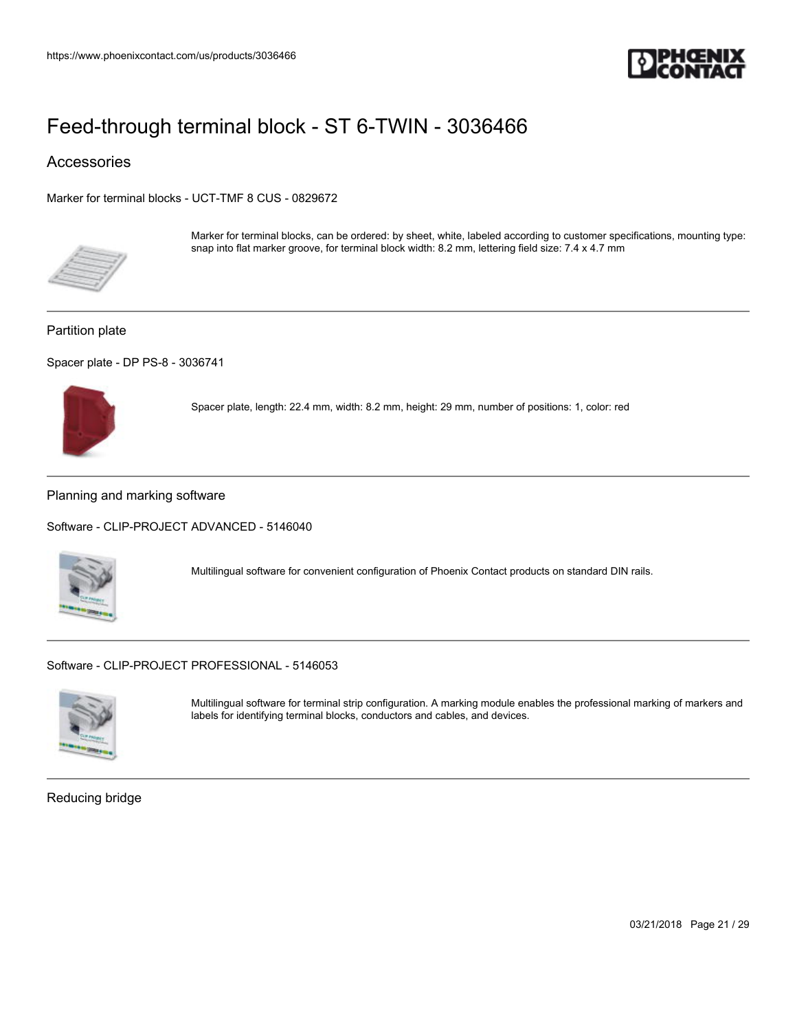# Feed-through terminal block - ST 6-TWIN - 3036466

## Accessories

Marker for terminal blocks - UCT-TMF 8 CUS - 0829672

Marker for terminal blocks, can be ordered: by sheet, white, labeled according to customer specifications, mounting type: snap into flat marker groove, for terminal block width: 8.2 mm, lettering field size: 7.4 x 4.7 mm

---

### Partition plate

Spacer plate - DP PS-8 - 3036741

Spacer plate, length: 22.4 mm, width: 8.2 mm, height: 29 mm, number of positions: 1, color: red

---

### Planning and marking software

Software - CLIP-PROJECT ADVANCED - 5146040

Multilingual software for convenient configuration of Phoenix Contact products on standard DIN rails.

---

Software - CLIP-PROJECT PROFESSIONAL - 5146053

Multilingual software for terminal strip configuration. A marking module enables the professional marking of markers and labels for identifying terminal blocks, conductors and cables, and devices.

---

### Reducing bridge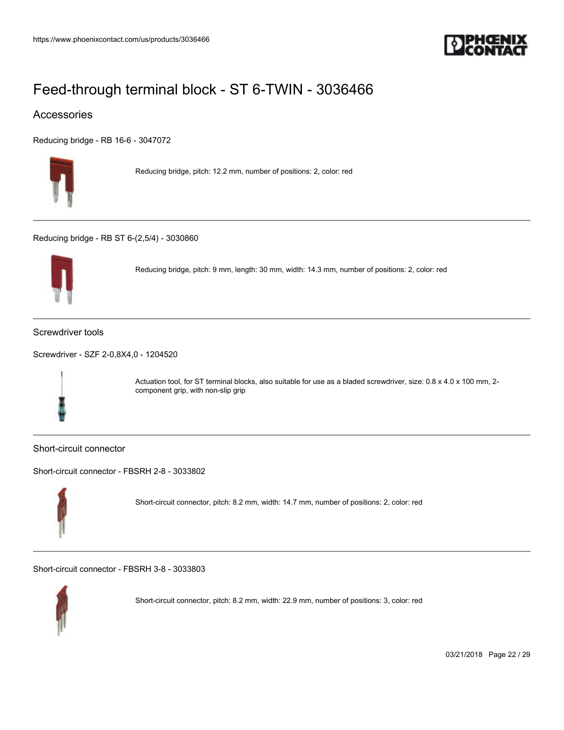# Feed-through terminal block - ST 6-TWIN - 3036466

## Accessories

Reducing bridge - RB 16-6 - 3047072

Reducing bridge, pitch: 12.2 mm, number of positions: 2, color: red

---

Reducing bridge - RB ST 6-(2,5/4) - 3030860

Reducing bridge, pitch: 9 mm, length: 30 mm, width: 14.3 mm, number of positions: 2, color: red

---

### Screwdriver tools

Screwdriver - SZF 2-0,8X4,0 - 1204520

Actuation tool, for ST terminal blocks, also suitable for use as a bladed screwdriver, size: 0.8 x 4.0 x 100 mm, 2-component grip, with non-slip grip

---

### Short-circuit connector

Short-circuit connector - FBSRH 2-8 - 3033802

Short-circuit connector, pitch: 8.2 mm, width: 14.7 mm, number of positions: 2, color: red

---

Short-circuit connector - FBSRH 3-8 - 3033803

Short-circuit connector, pitch: 8.2 mm, width: 22.9 mm, number of positions: 3, color: red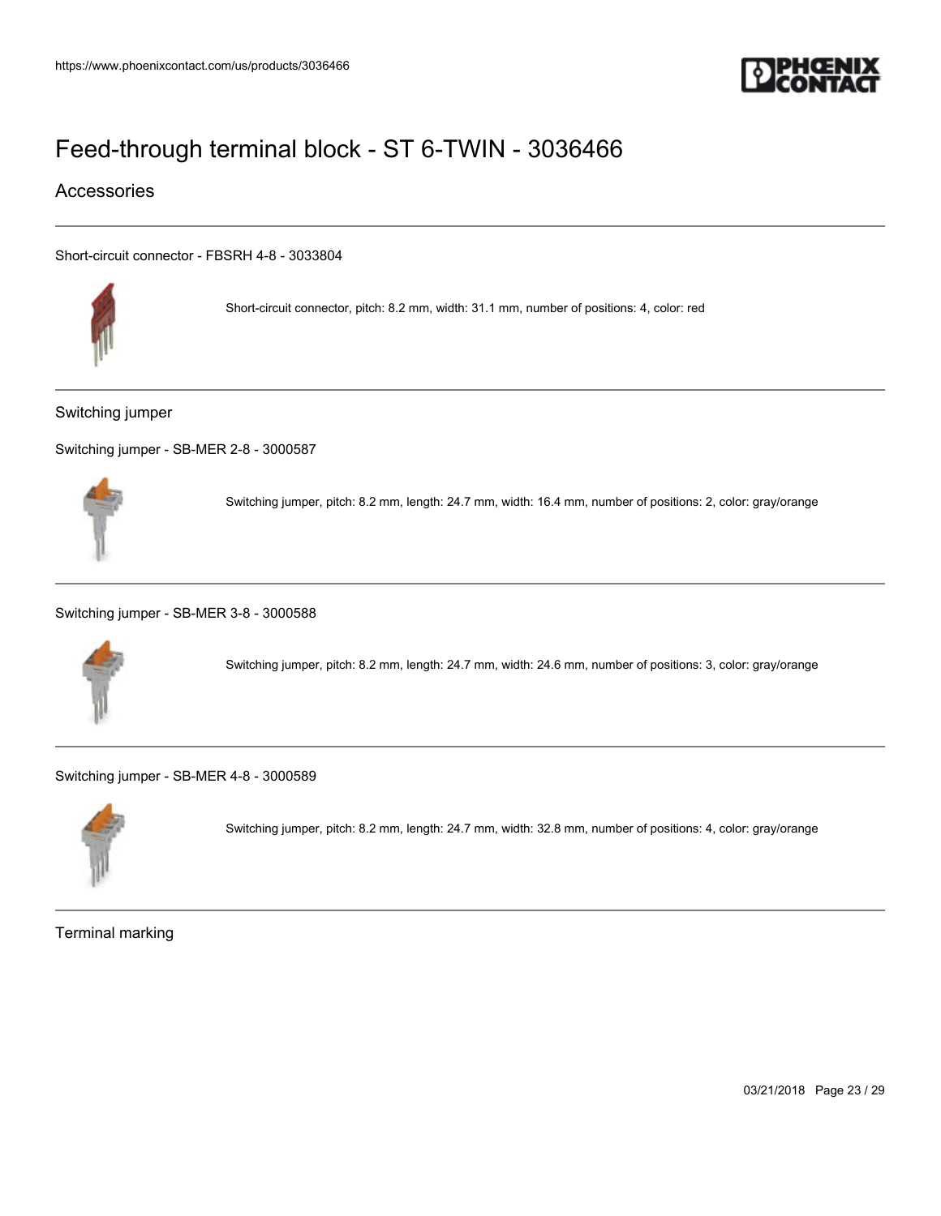# Feed-through terminal block - ST 6-TWIN - 3036466

## Accessories

Short-circuit connector - FBSRH 4-8 - 3033804

Short-circuit connector, pitch: 8.2 mm, width: 31.1 mm, number of positions: 4, color: red

### Switching jumper

Switching jumper - SB-MER 2-8 - 3000587

Switching jumper, pitch: 8.2 mm, length: 24.7 mm, width: 16.4 mm, number of positions: 2, color: gray/orange

Switching jumper - SB-MER 3-8 - 3000588

Switching jumper, pitch: 8.2 mm, length: 24.7 mm, width: 24.6 mm, number of positions: 3, color: gray/orange

Switching jumper - SB-MER 4-8 - 3000589

Switching jumper, pitch: 8.2 mm, length: 24.7 mm, width: 32.8 mm, number of positions: 4, color: gray/orange

### Terminal marking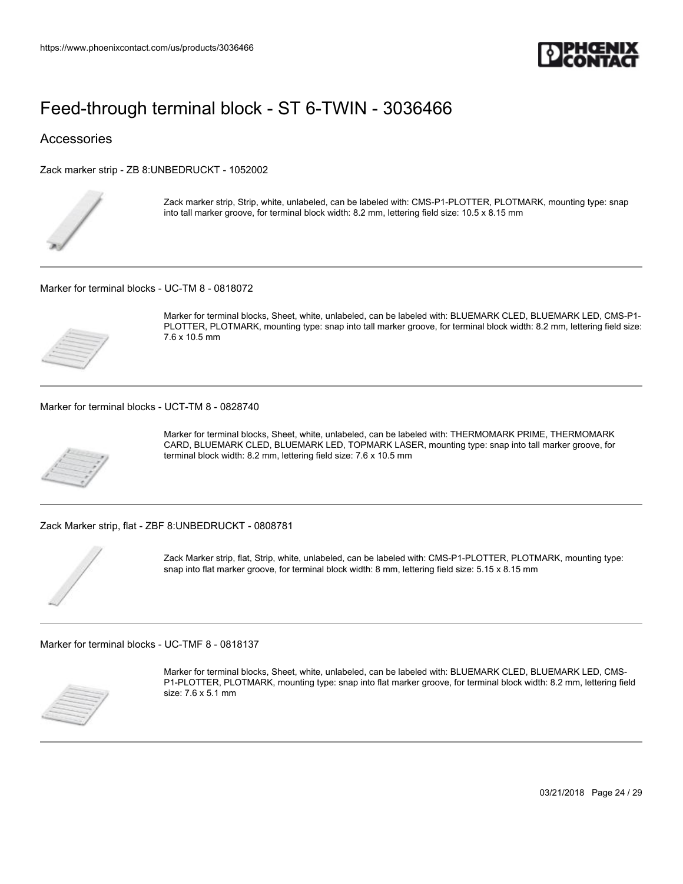# Feed-through terminal block - ST 6-TWIN - 3036466

## Accessories

### Zack marker strip - ZB 8:UNBEDRUCKT - 1052002

Zack marker strip, Strip, white, unlabeled, can be labeled with: CMS-P1-PLOTTER, PLOTMARK, mounting type: snap into tall marker groove, for terminal block width: 8.2 mm, lettering field size: 10.5 x 8.15 mm

---

### Marker for terminal blocks - UC-TM 8 - 0818072

Marker for terminal blocks, Sheet, white, unlabeled, can be labeled with: BLUEMARK CLED, BLUEMARK LED, CMS-P1-PLOTTER, PLOTMARK, mounting type: snap into tall marker groove, for terminal block width: 8.2 mm, lettering field size: 7.6 x 10.5 mm

---

### Marker for terminal blocks - UCT-TM 8 - 0828740

Marker for terminal blocks, Sheet, white, unlabeled, can be labeled with: THERMOMARK PRIME, THERMOMARK CARD, BLUEMARK CLED, BLUEMARK LED, TOPMARK LASER, mounting type: snap into tall marker groove, for terminal block width: 8.2 mm, lettering field size: 7.6 x 10.5 mm

---

### Zack Marker strip, flat - ZBF 8:UNBEDRUCKT - 0808781

Zack Marker strip, flat, Strip, white, unlabeled, can be labeled with: CMS-P1-PLOTTER, PLOTMARK, mounting type: snap into flat marker groove, for terminal block width: 8 mm, lettering field size: 5.15 x 8.15 mm

---

### Marker for terminal blocks - UC-TMF 8 - 0818137

Marker for terminal blocks, Sheet, white, unlabeled, can be labeled with: BLUEMARK CLED, BLUEMARK LED, CMS-P1-PLOTTER, PLOTMARK, mounting type: snap into flat marker groove, for terminal block width: 8.2 mm, lettering field size: 7.6 x 5.1 mm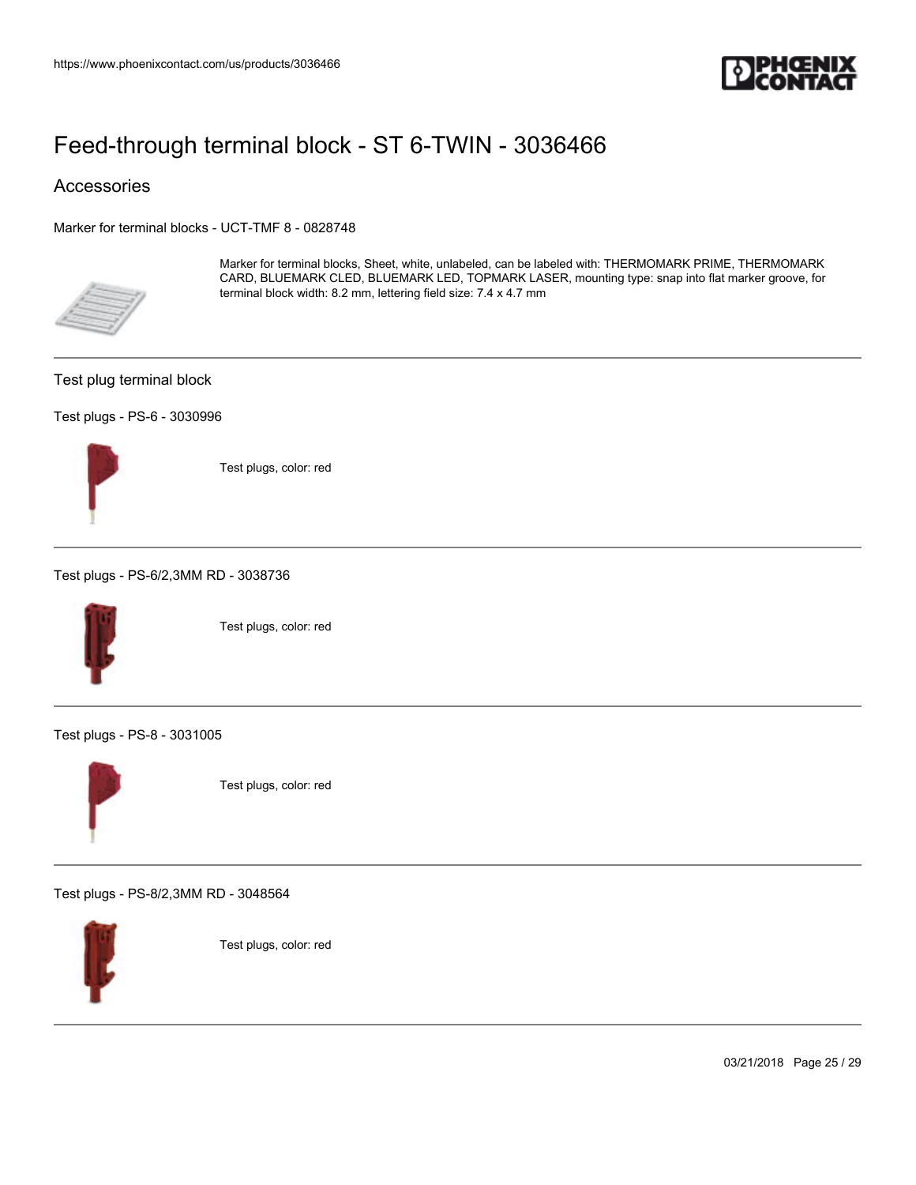# Feed-through terminal block - ST 6-TWIN - 3036466

## Accessories

Marker for terminal blocks - UCT-TMF 8 - 0828748

Marker for terminal blocks, Sheet, white, unlabeled, can be labeled with: THERMOMARK PRIME, THERMOMARK CARD, BLUEMARK CLED, BLUEMARK LED, TOPMARK LASER, mounting type: snap into flat marker groove, for terminal block width: 8.2 mm, lettering field size: 7.4 x 4.7 mm

---

### Test plug terminal block

Test plugs - PS-6 - 3030996

Test plugs, color: red

---

Test plugs - PS-6/2,3MM RD - 3038736

Test plugs, color: red

---

Test plugs - PS-8 - 3031005

Test plugs, color: red

---

Test plugs - PS-8/2,3MM RD - 3048564

Test plugs, color: red

---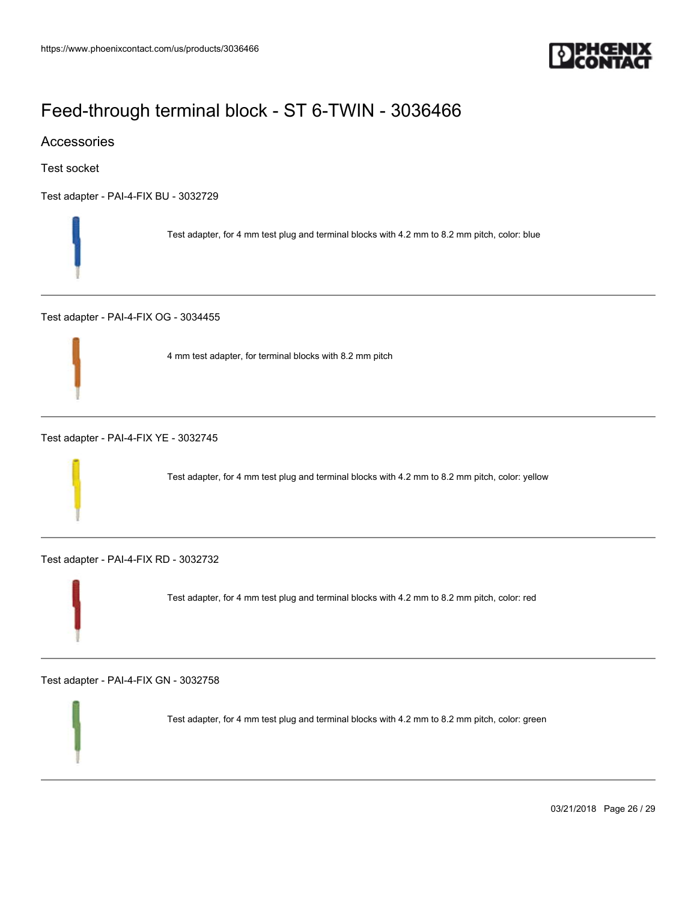# Feed-through terminal block - ST 6-TWIN - 3036466

## Accessories

### Test socket

Test adapter - PAI-4-FIX BU - 3032729

Test adapter, for 4 mm test plug and terminal blocks with 4.2 mm to 8.2 mm pitch, color: blue

---

Test adapter - PAI-4-FIX OG - 3034455

4 mm test adapter, for terminal blocks with 8.2 mm pitch

---

Test adapter - PAI-4-FIX YE - 3032745

Test adapter, for 4 mm test plug and terminal blocks with 4.2 mm to 8.2 mm pitch, color: yellow

---

Test adapter - PAI-4-FIX RD - 3032732

Test adapter, for 4 mm test plug and terminal blocks with 4.2 mm to 8.2 mm pitch, color: red

---

Test adapter - PAI-4-FIX GN - 3032758

Test adapter, for 4 mm test plug and terminal blocks with 4.2 mm to 8.2 mm pitch, color: green

---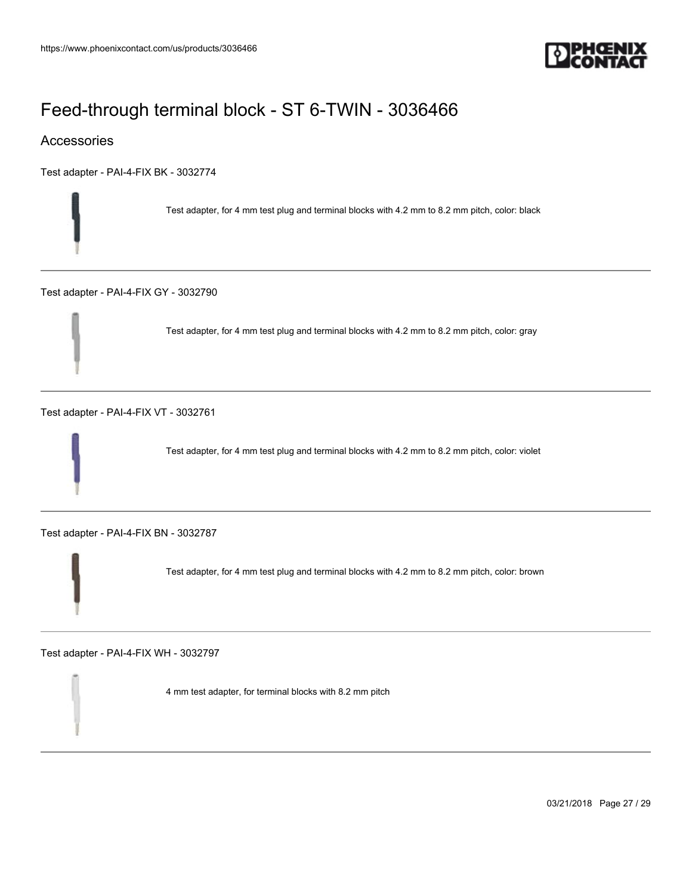# Feed-through terminal block - ST 6-TWIN - 3036466

## Accessories

Test adapter - PAI-4-FIX BK - 3032774

Test adapter, for 4 mm test plug and terminal blocks with 4.2 mm to 8.2 mm pitch, color: black

---

Test adapter - PAI-4-FIX GY - 3032790

Test adapter, for 4 mm test plug and terminal blocks with 4.2 mm to 8.2 mm pitch, color: gray

---

Test adapter - PAI-4-FIX VT - 3032761

Test adapter, for 4 mm test plug and terminal blocks with 4.2 mm to 8.2 mm pitch, color: violet

---

Test adapter - PAI-4-FIX BN - 3032787

Test adapter, for 4 mm test plug and terminal blocks with 4.2 mm to 8.2 mm pitch, color: brown

---

Test adapter - PAI-4-FIX WH - 3032797

4 mm test adapter, for terminal blocks with 8.2 mm pitch

---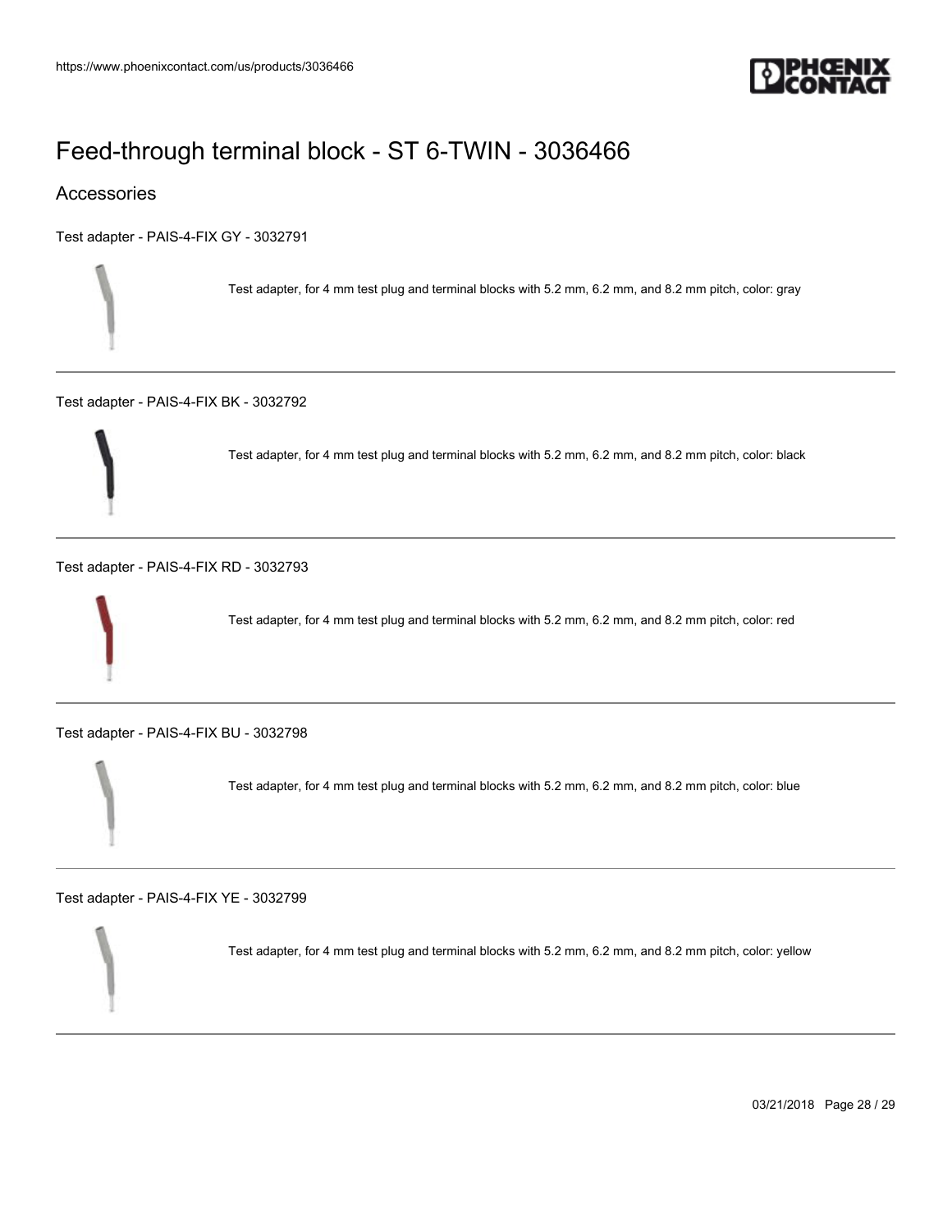# Feed-through terminal block - ST 6-TWIN - 3036466

## Accessories

Test adapter - PAIS-4-FIX GY - 3032791

Test adapter, for 4 mm test plug and terminal blocks with 5.2 mm, 6.2 mm, and 8.2 mm pitch, color: gray

---

Test adapter - PAIS-4-FIX BK - 3032792

Test adapter, for 4 mm test plug and terminal blocks with 5.2 mm, 6.2 mm, and 8.2 mm pitch, color: black

---

Test adapter - PAIS-4-FIX RD - 3032793

Test adapter, for 4 mm test plug and terminal blocks with 5.2 mm, 6.2 mm, and 8.2 mm pitch, color: red

---

Test adapter - PAIS-4-FIX BU - 3032798

Test adapter, for 4 mm test plug and terminal blocks with 5.2 mm, 6.2 mm, and 8.2 mm pitch, color: blue

---

Test adapter - PAIS-4-FIX YE - 3032799

Test adapter, for 4 mm test plug and terminal blocks with 5.2 mm, 6.2 mm, and 8.2 mm pitch, color: yellow

---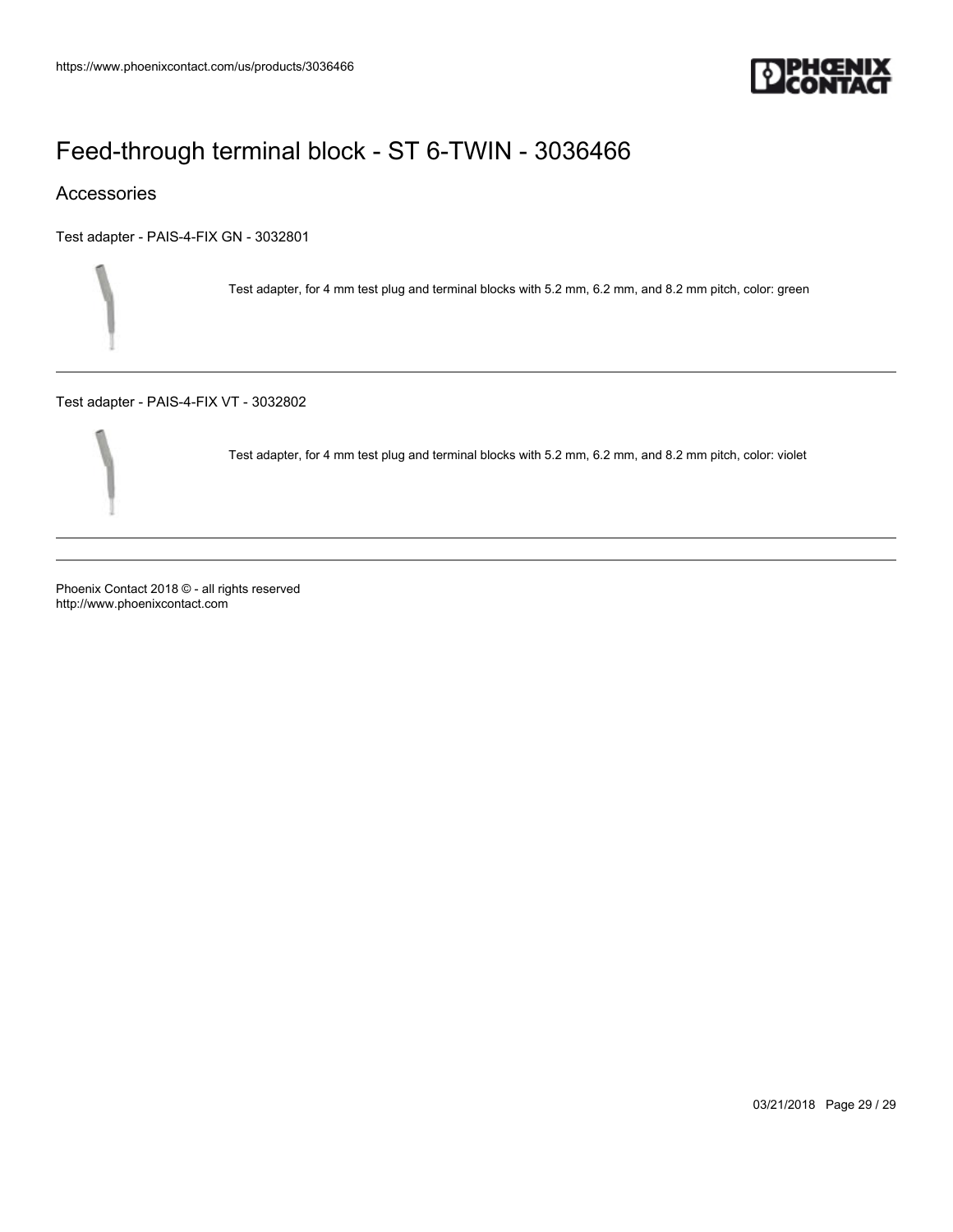# Feed-through terminal block - ST 6-TWIN - 3036466

## Accessories

Test adapter - PAIS-4-FIX GN - 3032801

Test adapter, for 4 mm test plug and terminal blocks with 5.2 mm, 6.2 mm, and 8.2 mm pitch, color: green

---

Test adapter - PAIS-4-FIX VT - 3032802

Test adapter, for 4 mm test plug and terminal blocks with 5.2 mm, 6.2 mm, and 8.2 mm pitch, color: violet

---

Phoenix Contact 2018 © - all rights reserved
http://www.phoenixcontact.com